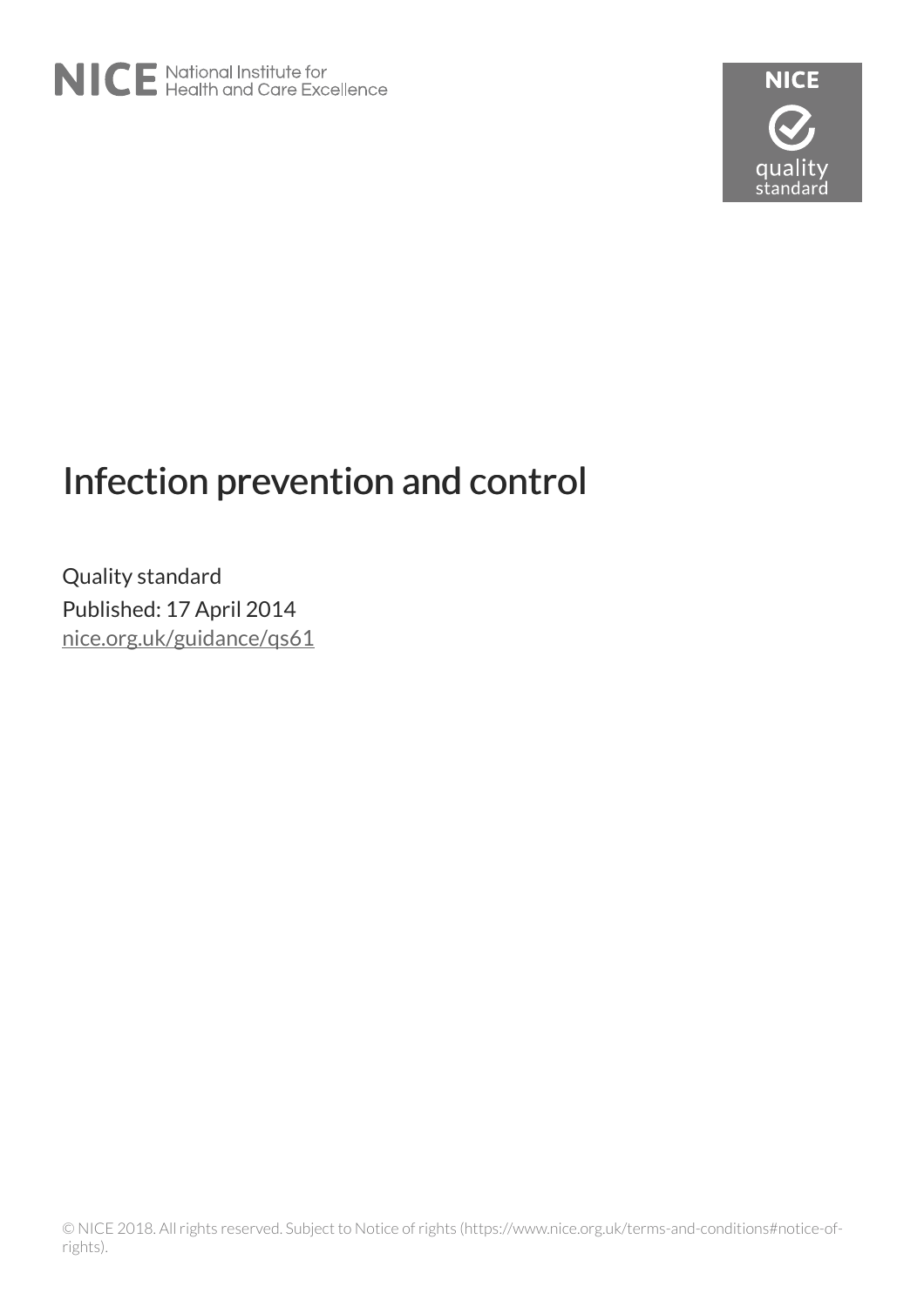NICE National Institute for Health and Care Excellence

NICE quality standard

# Infection prevention and control

Quality standard

Published: 17 April 2014

nice.org.uk/guidance/qs61

© NICE 2018. All rights reserved. Subject to Notice of rights (https://www.nice.org.uk/terms-and-conditions#notice-of-rights).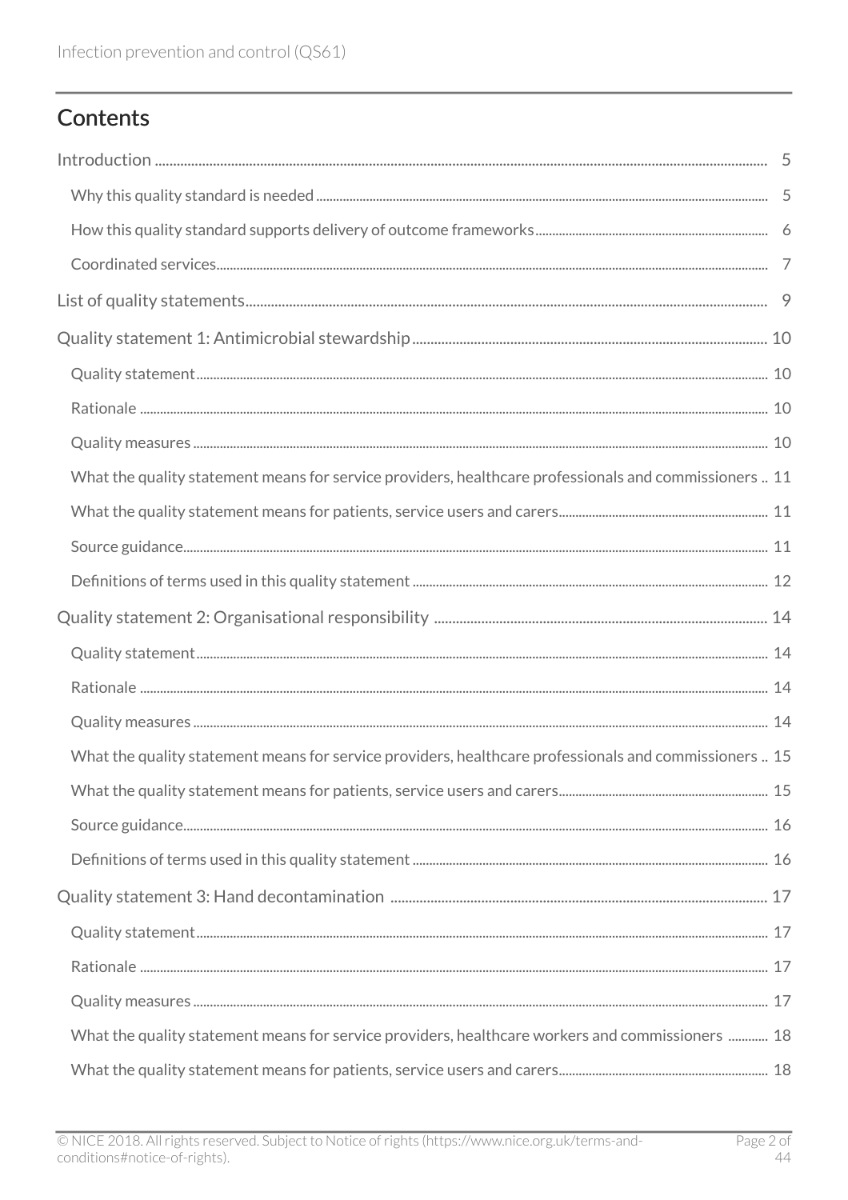# Contents

Introduction ..... 5

Why this quality standard is needed ..... 5

How this quality standard supports delivery of outcome frameworks ..... 6

Coordinated services ..... 7

List of quality statements ..... 9

Quality statement 1: Antimicrobial stewardship ..... 10

Quality statement ..... 10

Rationale ..... 10

Quality measures ..... 10

What the quality statement means for service providers, healthcare professionals and commissioners ..... 11

What the quality statement means for patients, service users and carers ..... 11

Source guidance ..... 11

Definitions of terms used in this quality statement ..... 12

Quality statement 2: Organisational responsibility ..... 14

Quality statement ..... 14

Rationale ..... 14

Quality measures ..... 14

What the quality statement means for service providers, healthcare professionals and commissioners ..... 15

What the quality statement means for patients, service users and carers ..... 15

Source guidance ..... 16

Definitions of terms used in this quality statement ..... 16

Quality statement 3: Hand decontamination ..... 17

Quality statement ..... 17

Rationale ..... 17

Quality measures ..... 17

What the quality statement means for service providers, healthcare workers and commissioners ..... 18

What the quality statement means for patients, service users and carers ..... 18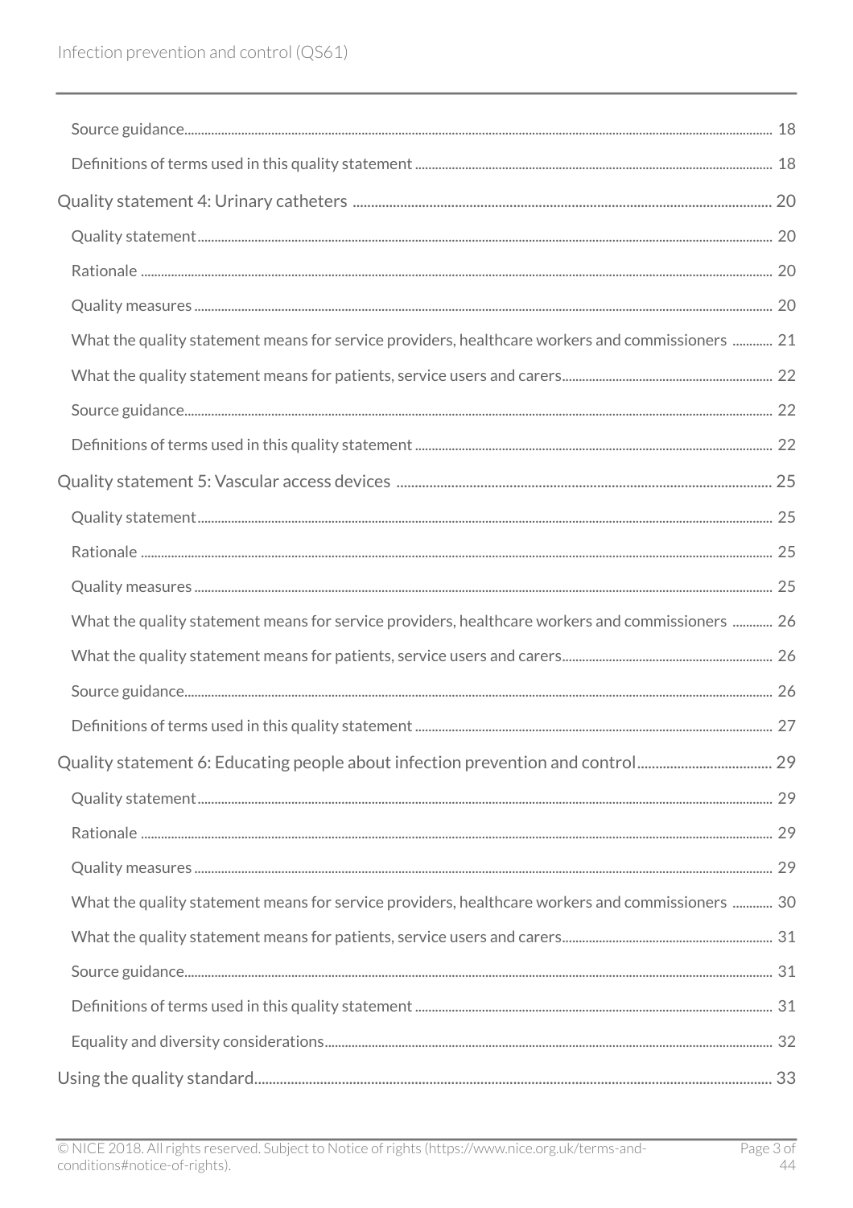Source guidance 18

Definitions of terms used in this quality statement 18

Quality statement 4: Urinary catheters 20

Quality statement 20

Rationale 20

Quality measures 20

What the quality statement means for service providers, healthcare workers and commissioners 21

What the quality statement means for patients, service users and carers 22

Source guidance 22

Definitions of terms used in this quality statement 22

Quality statement 5: Vascular access devices 25

Quality statement 25

Rationale 25

Quality measures 25

What the quality statement means for service providers, healthcare workers and commissioners 26

What the quality statement means for patients, service users and carers 26

Source guidance 26

Definitions of terms used in this quality statement 27

Quality statement 6: Educating people about infection prevention and control 29

Quality statement 29

Rationale 29

Quality measures 29

What the quality statement means for service providers, healthcare workers and commissioners 30

What the quality statement means for patients, service users and carers 31

Source guidance 31

Definitions of terms used in this quality statement 31

Equality and diversity considerations 32

Using the quality standard 33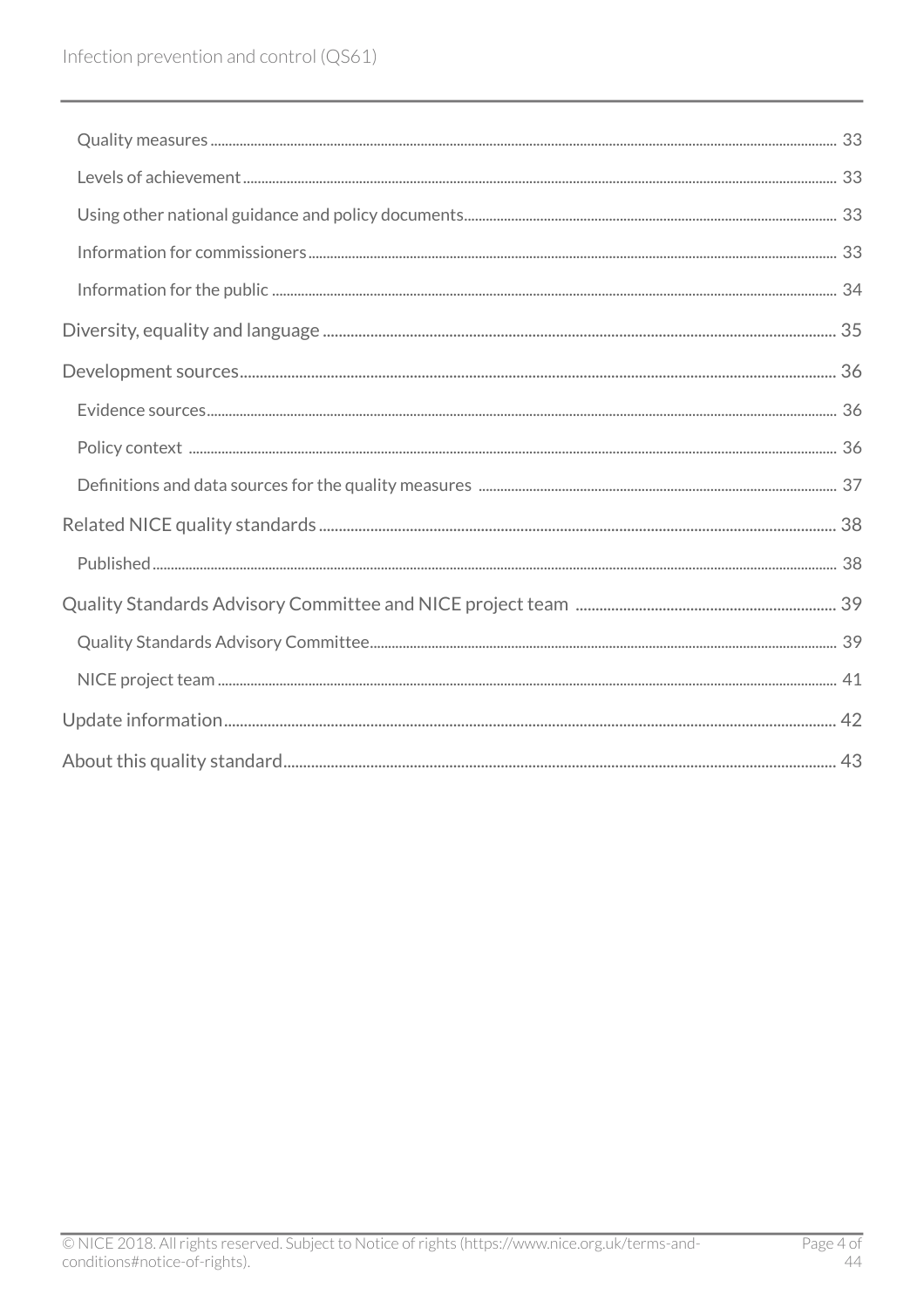Quality measures ................................................................................................................................................ 33

Levels of achievement ........................................................................................................................................ 33

Using other national guidance and policy documents.......................................................................................... 33

Information for commissioners ............................................................................................................................ 33

Information for the public ................................................................................................................................... 34

Diversity, equality and language ................................................................................................................. 35

Development sources...................................................................................................................................... 36

Evidence sources................................................................................................................................................ 36

Policy context ..................................................................................................................................................... 36

Definitions and data sources for the quality measures ....................................................................................... 37

Related NICE quality standards ................................................................................................................. 38

Published.............................................................................................................................................................. 38

Quality Standards Advisory Committee and NICE project team ................................................................. 39

Quality Standards Advisory Committee................................................................................................................ 39

NICE project team ................................................................................................................................................ 41

Update information......................................................................................................................................... 42

About this quality standard........................................................................................................................... 43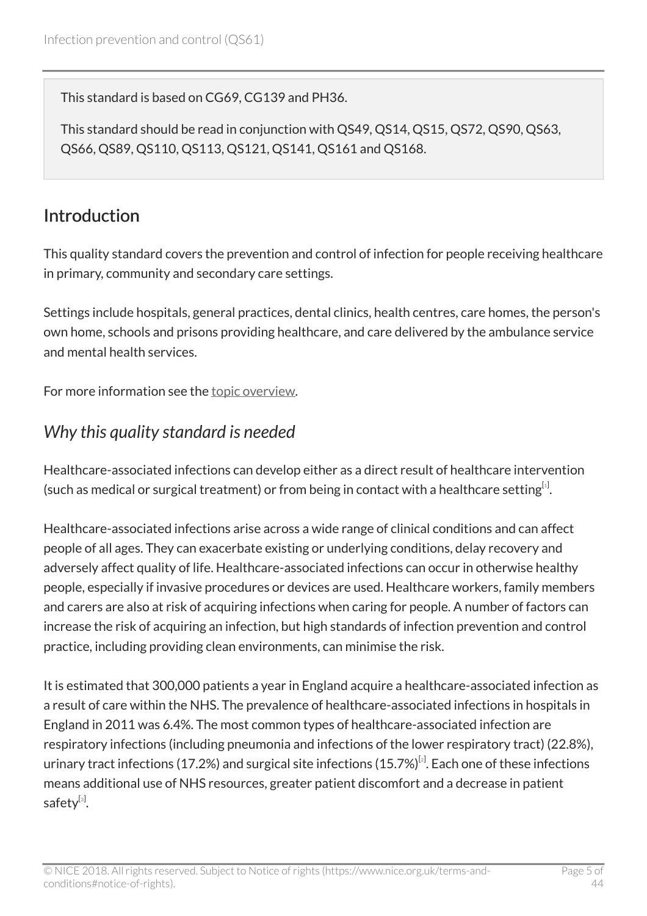This standard is based on CG69, CG139 and PH36.

This standard should be read in conjunction with QS49, QS14, QS15, QS72, QS90, QS63, QS66, QS89, QS110, QS113, QS121, QS141, QS161 and QS168.

## Introduction

This quality standard covers the prevention and control of infection for people receiving healthcare in primary, community and secondary care settings.

Settings include hospitals, general practices, dental clinics, health centres, care homes, the person's own home, schools and prisons providing healthcare, and care delivered by the ambulance service and mental health services.

For more information see the topic overview.

### *Why this quality standard is needed*

Healthcare-associated infections can develop either as a direct result of healthcare intervention (such as medical or surgical treatment) or from being in contact with a healthcare setting[1].

Healthcare-associated infections arise across a wide range of clinical conditions and can affect people of all ages. They can exacerbate existing or underlying conditions, delay recovery and adversely affect quality of life. Healthcare-associated infections can occur in otherwise healthy people, especially if invasive procedures or devices are used. Healthcare workers, family members and carers are also at risk of acquiring infections when caring for people. A number of factors can increase the risk of acquiring an infection, but high standards of infection prevention and control practice, including providing clean environments, can minimise the risk.

It is estimated that 300,000 patients a year in England acquire a healthcare-associated infection as a result of care within the NHS. The prevalence of healthcare-associated infections in hospitals in England in 2011 was 6.4%. The most common types of healthcare-associated infection are respiratory infections (including pneumonia and infections of the lower respiratory tract) (22.8%), urinary tract infections (17.2%) and surgical site infections (15.7%)[2]. Each one of these infections means additional use of NHS resources, greater patient discomfort and a decrease in patient safety[3].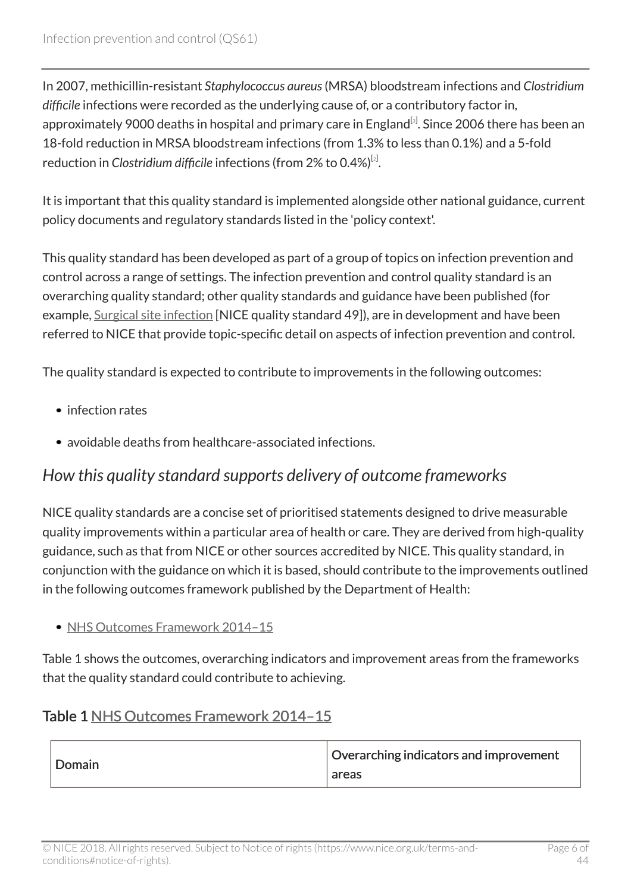In 2007, methicillin-resistant *Staphylococcus aureus* (MRSA) bloodstream infections and *Clostridium difficile* infections were recorded as the underlying cause of, or a contributory factor in, approximately 9000 deaths in hospital and primary care in England[1]. Since 2006 there has been an 18-fold reduction in MRSA bloodstream infections (from 1.3% to less than 0.1%) and a 5-fold reduction in *Clostridium difficile* infections (from 2% to 0.4%)[2].

It is important that this quality standard is implemented alongside other national guidance, current policy documents and regulatory standards listed in the 'policy context'.

This quality standard has been developed as part of a group of topics on infection prevention and control across a range of settings. The infection prevention and control quality standard is an overarching quality standard; other quality standards and guidance have been published (for example, Surgical site infection [NICE quality standard 49]), are in development and have been referred to NICE that provide topic-specific detail on aspects of infection prevention and control.

The quality standard is expected to contribute to improvements in the following outcomes:

- infection rates
- avoidable deaths from healthcare-associated infections.

## *How this quality standard supports delivery of outcome frameworks*

NICE quality standards are a concise set of prioritised statements designed to drive measurable quality improvements within a particular area of health or care. They are derived from high-quality guidance, such as that from NICE or other sources accredited by NICE. This quality standard, in conjunction with the guidance on which it is based, should contribute to the improvements outlined in the following outcomes framework published by the Department of Health:

- NHS Outcomes Framework 2014–15

Table 1 shows the outcomes, overarching indicators and improvement areas from the frameworks that the quality standard could contribute to achieving.

### Table 1 NHS Outcomes Framework 2014–15

| Domain | Overarching indicators and improvement areas |
| --- | --- |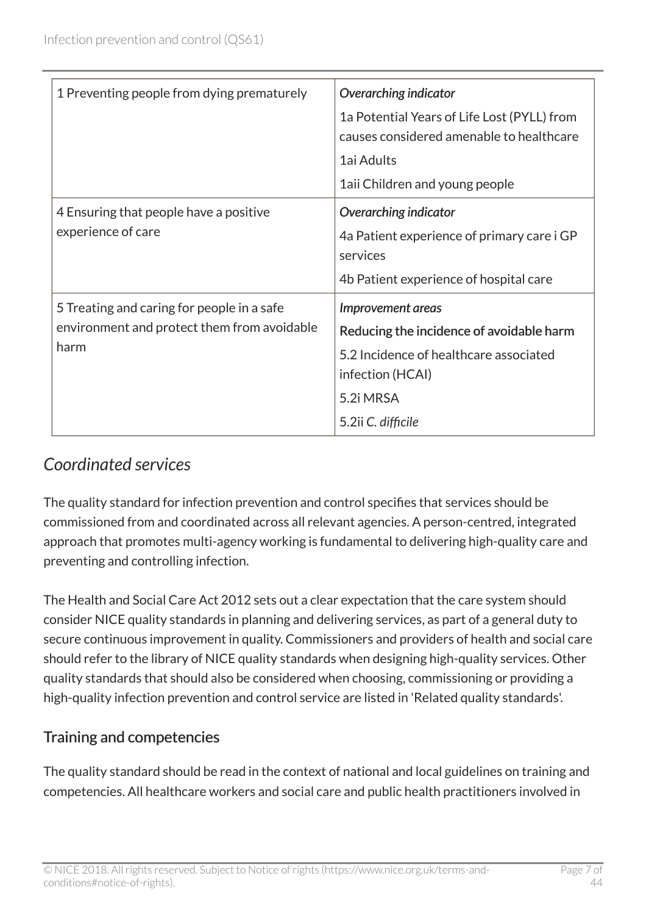| | |
|---|---|
| 1 Preventing people from dying prematurely | *Overarching indicator*<br>1a Potential Years of Life Lost (PYLL) from causes considered amenable to healthcare<br>1ai Adults<br>1aii Children and young people |
| 4 Ensuring that people have a positive experience of care | *Overarching indicator*<br>4a Patient experience of primary care i GP services<br>4b Patient experience of hospital care |
| 5 Treating and caring for people in a safe environment and protect them from avoidable harm | *Improvement areas*<br>Reducing the incidence of avoidable harm<br>5.2 Incidence of healthcare associated infection (HCAI)<br>5.2i MRSA<br>5.2ii *C. difficile* |

## *Coordinated services*

The quality standard for infection prevention and control specifies that services should be commissioned from and coordinated across all relevant agencies. A person-centred, integrated approach that promotes multi-agency working is fundamental to delivering high-quality care and preventing and controlling infection.

The Health and Social Care Act 2012 sets out a clear expectation that the care system should consider NICE quality standards in planning and delivering services, as part of a general duty to secure continuous improvement in quality. Commissioners and providers of health and social care should refer to the library of NICE quality standards when designing high-quality services. Other quality standards that should also be considered when choosing, commissioning or providing a high-quality infection prevention and control service are listed in 'Related quality standards'.

### Training and competencies

The quality standard should be read in the context of national and local guidelines on training and competencies. All healthcare workers and social care and public health practitioners involved in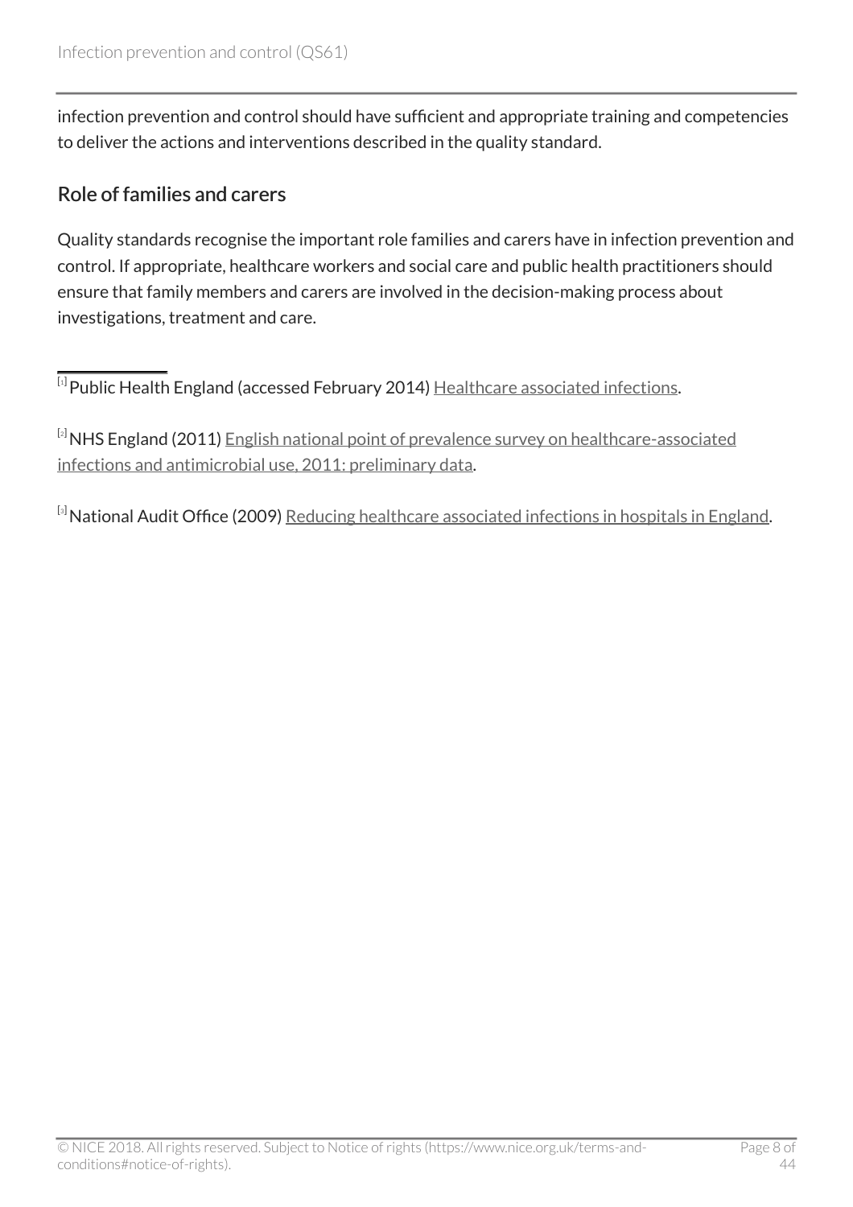infection prevention and control should have sufficient and appropriate training and competencies to deliver the actions and interventions described in the quality standard.

## Role of families and carers

Quality standards recognise the important role families and carers have in infection prevention and control. If appropriate, healthcare workers and social care and public health practitioners should ensure that family members and carers are involved in the decision-making process about investigations, treatment and care.

---

[1] Public Health England (accessed February 2014) Healthcare associated infections.

[2] NHS England (2011) English national point of prevalence survey on healthcare-associated infections and antimicrobial use, 2011: preliminary data.

[3] National Audit Office (2009) Reducing healthcare associated infections in hospitals in England.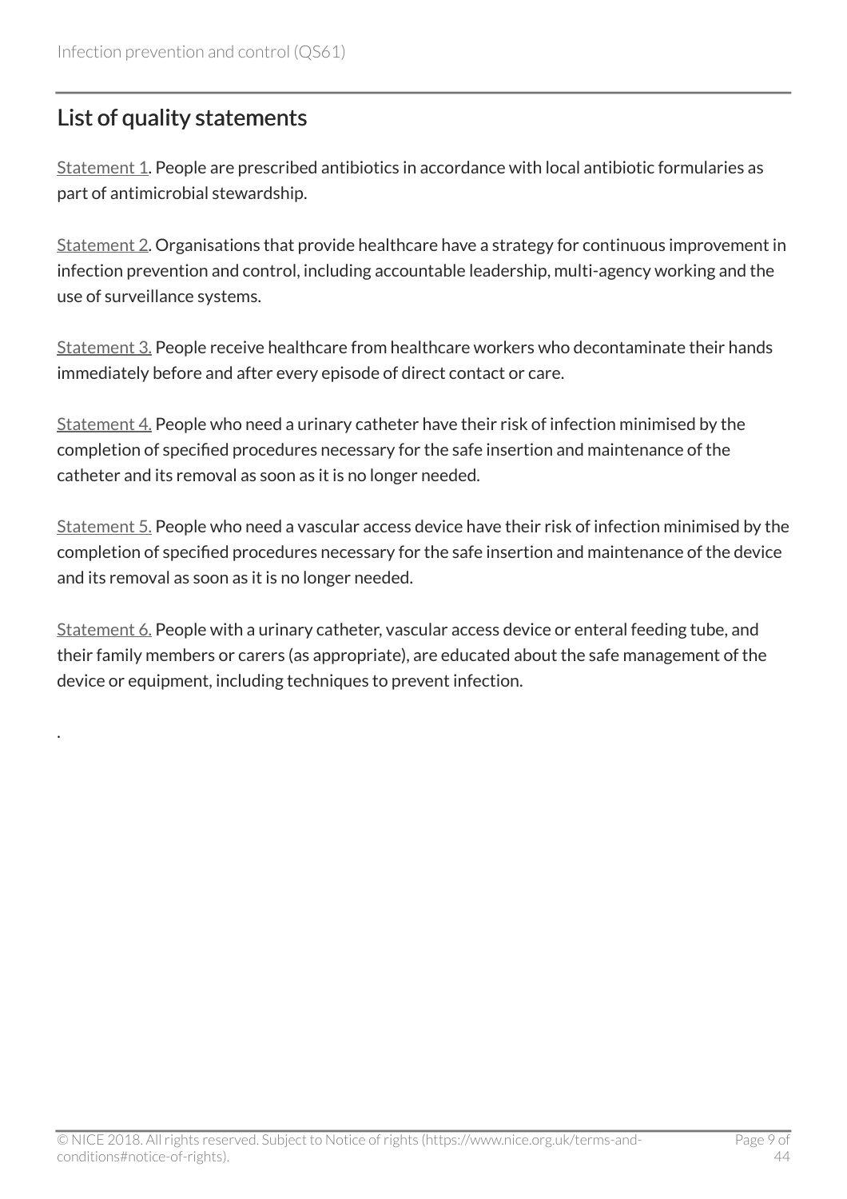## List of quality statements

Statement 1. People are prescribed antibiotics in accordance with local antibiotic formularies as part of antimicrobial stewardship.

Statement 2. Organisations that provide healthcare have a strategy for continuous improvement in infection prevention and control, including accountable leadership, multi-agency working and the use of surveillance systems.

Statement 3. People receive healthcare from healthcare workers who decontaminate their hands immediately before and after every episode of direct contact or care.

Statement 4. People who need a urinary catheter have their risk of infection minimised by the completion of specified procedures necessary for the safe insertion and maintenance of the catheter and its removal as soon as it is no longer needed.

Statement 5. People who need a vascular access device have their risk of infection minimised by the completion of specified procedures necessary for the safe insertion and maintenance of the device and its removal as soon as it is no longer needed.

Statement 6. People with a urinary catheter, vascular access device or enteral feeding tube, and their family members or carers (as appropriate), are educated about the safe management of the device or equipment, including techniques to prevent infection.

.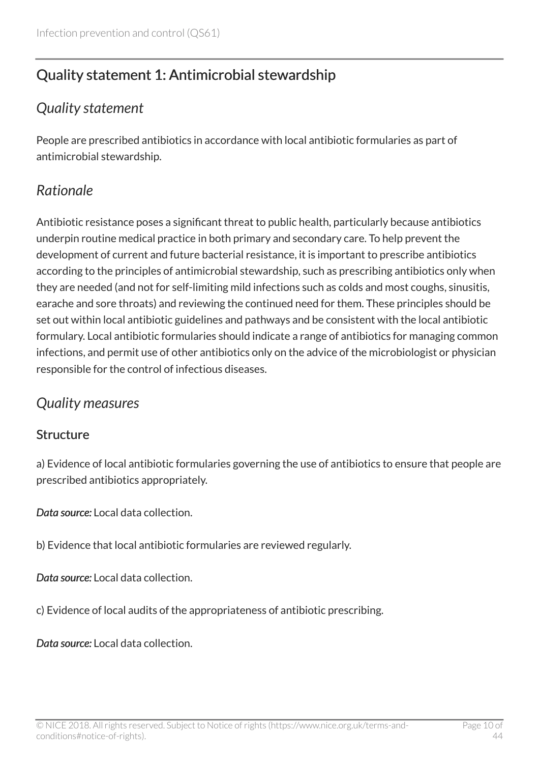## Quality statement 1: Antimicrobial stewardship

### *Quality statement*

People are prescribed antibiotics in accordance with local antibiotic formularies as part of antimicrobial stewardship.

### *Rationale*

Antibiotic resistance poses a significant threat to public health, particularly because antibiotics underpin routine medical practice in both primary and secondary care. To help prevent the development of current and future bacterial resistance, it is important to prescribe antibiotics according to the principles of antimicrobial stewardship, such as prescribing antibiotics only when they are needed (and not for self-limiting mild infections such as colds and most coughs, sinusitis, earache and sore throats) and reviewing the continued need for them. These principles should be set out within local antibiotic guidelines and pathways and be consistent with the local antibiotic formulary. Local antibiotic formularies should indicate a range of antibiotics for managing common infections, and permit use of other antibiotics only on the advice of the microbiologist or physician responsible for the control of infectious diseases.

### *Quality measures*

#### Structure

a) Evidence of local antibiotic formularies governing the use of antibiotics to ensure that people are prescribed antibiotics appropriately.

***Data source:*** Local data collection.

b) Evidence that local antibiotic formularies are reviewed regularly.

***Data source:*** Local data collection.

c) Evidence of local audits of the appropriateness of antibiotic prescribing.

***Data source:*** Local data collection.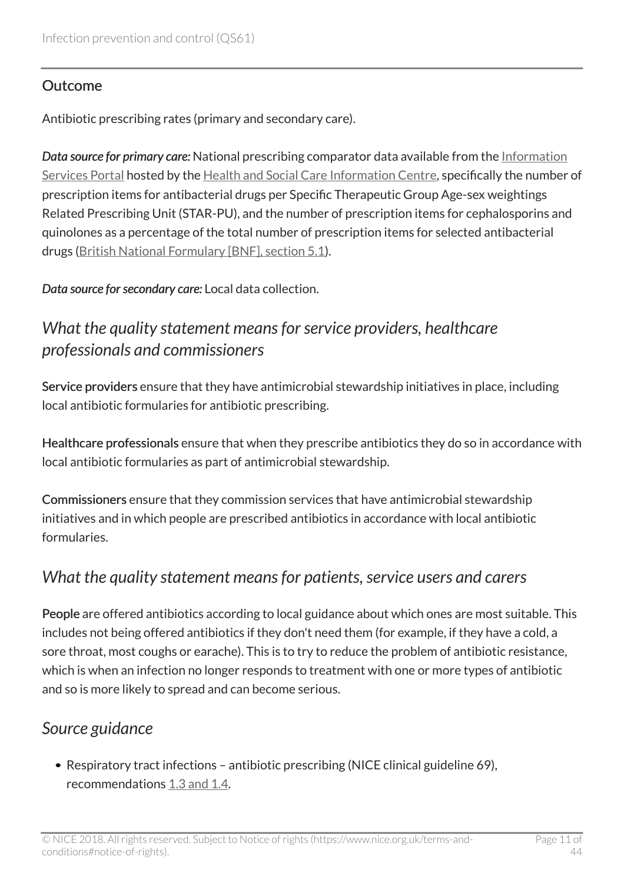### Outcome

Antibiotic prescribing rates (primary and secondary care).

***Data source for primary care:*** National prescribing comparator data available from the Information Services Portal hosted by the Health and Social Care Information Centre, specifically the number of prescription items for antibacterial drugs per Specific Therapeutic Group Age-sex weightings Related Prescribing Unit (STAR-PU), and the number of prescription items for cephalosporins and quinolones as a percentage of the total number of prescription items for selected antibacterial drugs (British National Formulary [BNF], section 5.1).

***Data source for secondary care:*** Local data collection.

## *What the quality statement means for service providers, healthcare professionals and commissioners*

**Service providers** ensure that they have antimicrobial stewardship initiatives in place, including local antibiotic formularies for antibiotic prescribing.

**Healthcare professionals** ensure that when they prescribe antibiotics they do so in accordance with local antibiotic formularies as part of antimicrobial stewardship.

**Commissioners** ensure that they commission services that have antimicrobial stewardship initiatives and in which people are prescribed antibiotics in accordance with local antibiotic formularies.

## *What the quality statement means for patients, service users and carers*

**People** are offered antibiotics according to local guidance about which ones are most suitable. This includes not being offered antibiotics if they don't need them (for example, if they have a cold, a sore throat, most coughs or earache). This is to try to reduce the problem of antibiotic resistance, which is when an infection no longer responds to treatment with one or more types of antibiotic and so is more likely to spread and can become serious.

## *Source guidance*

- Respiratory tract infections – antibiotic prescribing (NICE clinical guideline 69), recommendations 1.3 and 1.4.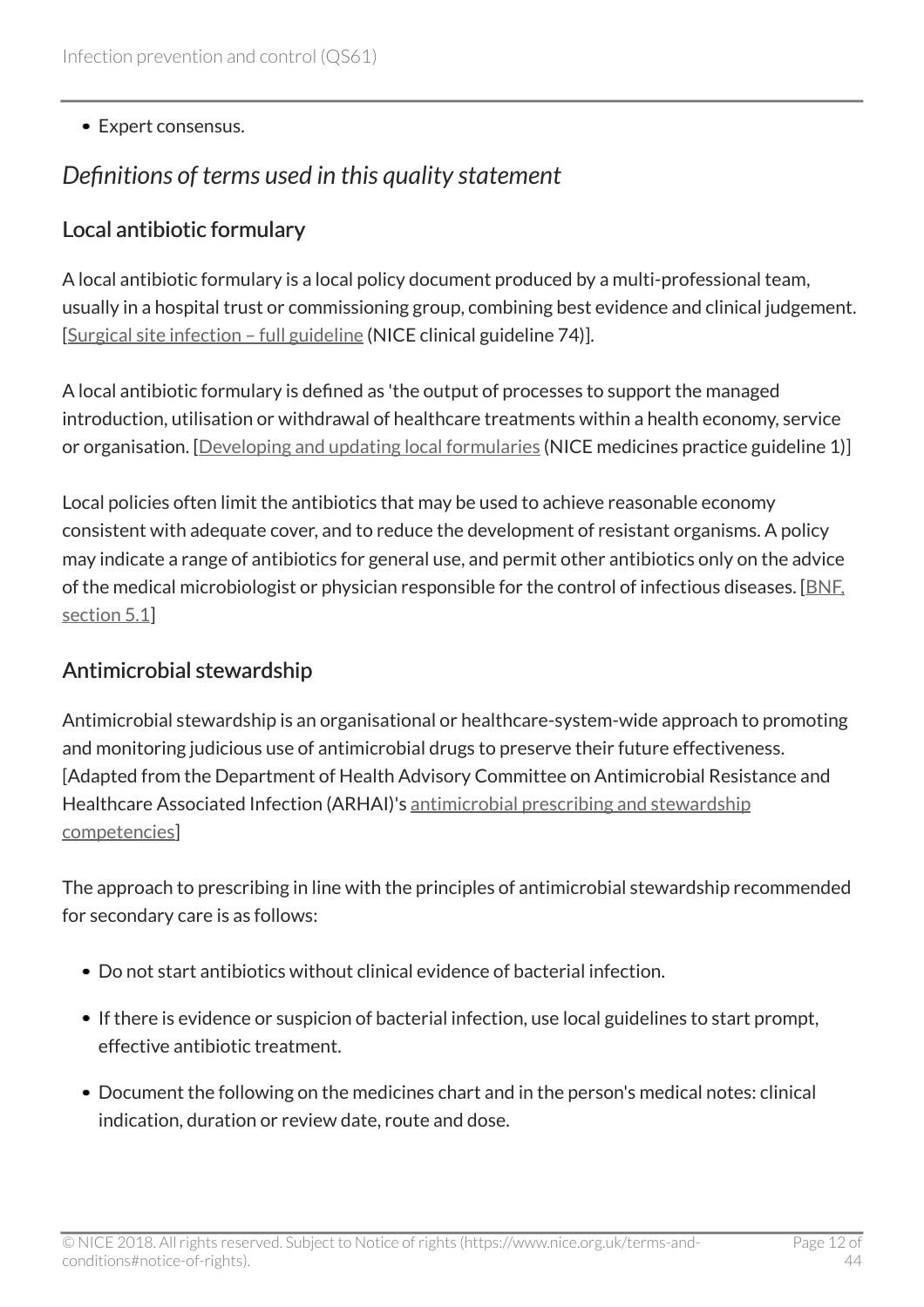- Expert consensus.

## *Definitions of terms used in this quality statement*

### Local antibiotic formulary

A local antibiotic formulary is a local policy document produced by a multi-professional team, usually in a hospital trust or commissioning group, combining best evidence and clinical judgement. [Surgical site infection – full guideline (NICE clinical guideline 74)].

A local antibiotic formulary is defined as 'the output of processes to support the managed introduction, utilisation or withdrawal of healthcare treatments within a health economy, service or organisation. [Developing and updating local formularies (NICE medicines practice guideline 1)]

Local policies often limit the antibiotics that may be used to achieve reasonable economy consistent with adequate cover, and to reduce the development of resistant organisms. A policy may indicate a range of antibiotics for general use, and permit other antibiotics only on the advice of the medical microbiologist or physician responsible for the control of infectious diseases. [BNF, section 5.1]

### Antimicrobial stewardship

Antimicrobial stewardship is an organisational or healthcare-system-wide approach to promoting and monitoring judicious use of antimicrobial drugs to preserve their future effectiveness. [Adapted from the Department of Health Advisory Committee on Antimicrobial Resistance and Healthcare Associated Infection (ARHAI)'s antimicrobial prescribing and stewardship competencies]

The approach to prescribing in line with the principles of antimicrobial stewardship recommended for secondary care is as follows:

- Do not start antibiotics without clinical evidence of bacterial infection.
- If there is evidence or suspicion of bacterial infection, use local guidelines to start prompt, effective antibiotic treatment.
- Document the following on the medicines chart and in the person's medical notes: clinical indication, duration or review date, route and dose.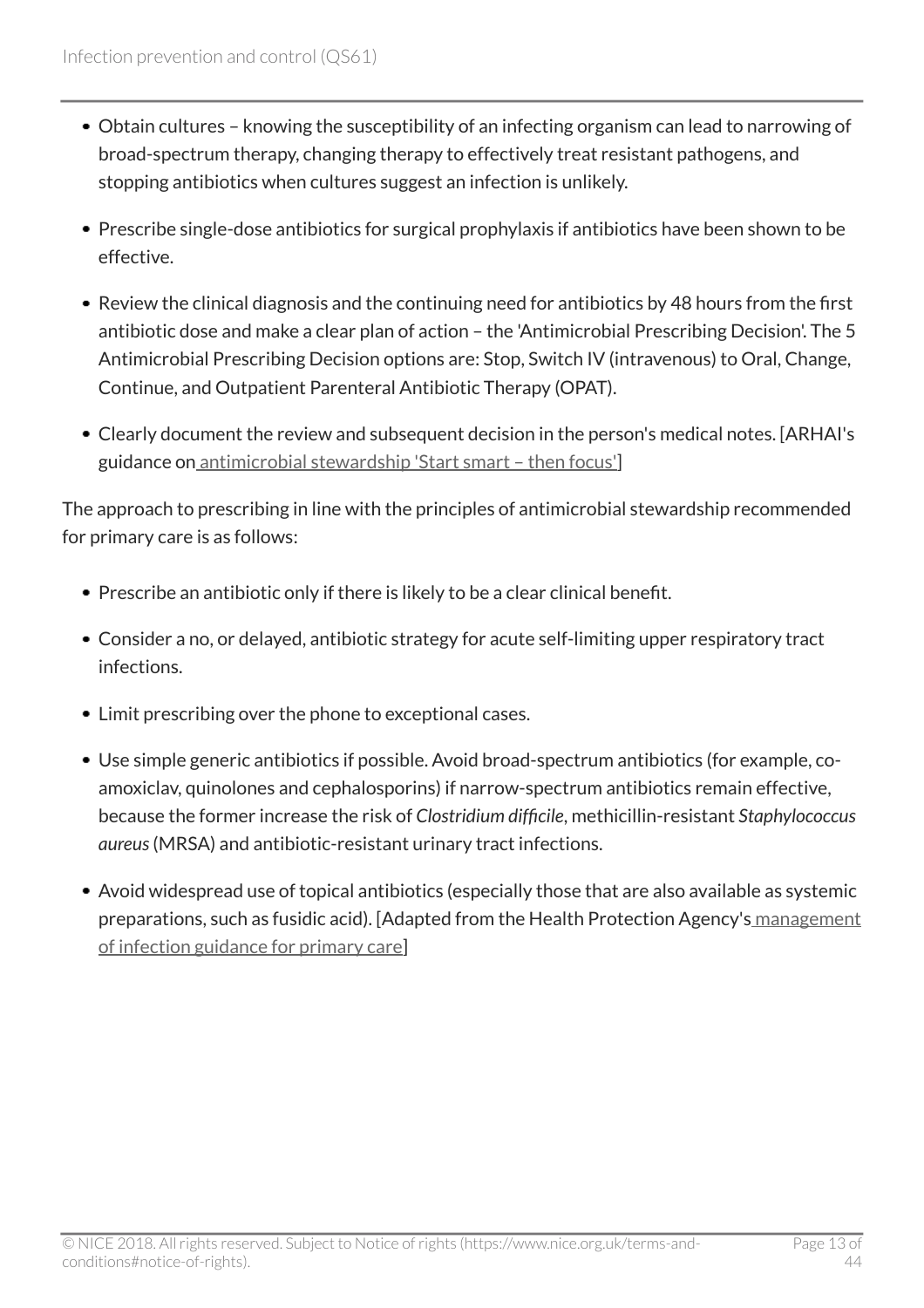- Obtain cultures – knowing the susceptibility of an infecting organism can lead to narrowing of broad-spectrum therapy, changing therapy to effectively treat resistant pathogens, and stopping antibiotics when cultures suggest an infection is unlikely.
- Prescribe single-dose antibiotics for surgical prophylaxis if antibiotics have been shown to be effective.
- Review the clinical diagnosis and the continuing need for antibiotics by 48 hours from the first antibiotic dose and make a clear plan of action – the 'Antimicrobial Prescribing Decision'. The 5 Antimicrobial Prescribing Decision options are: Stop, Switch IV (intravenous) to Oral, Change, Continue, and Outpatient Parenteral Antibiotic Therapy (OPAT).
- Clearly document the review and subsequent decision in the person's medical notes. [ARHAI's guidance on antimicrobial stewardship 'Start smart – then focus']

The approach to prescribing in line with the principles of antimicrobial stewardship recommended for primary care is as follows:

- Prescribe an antibiotic only if there is likely to be a clear clinical benefit.
- Consider a no, or delayed, antibiotic strategy for acute self-limiting upper respiratory tract infections.
- Limit prescribing over the phone to exceptional cases.
- Use simple generic antibiotics if possible. Avoid broad-spectrum antibiotics (for example, co-amoxiclav, quinolones and cephalosporins) if narrow-spectrum antibiotics remain effective, because the former increase the risk of *Clostridium difficile*, methicillin-resistant *Staphylococcus aureus* (MRSA) and antibiotic-resistant urinary tract infections.
- Avoid widespread use of topical antibiotics (especially those that are also available as systemic preparations, such as fusidic acid). [Adapted from the Health Protection Agency's management of infection guidance for primary care]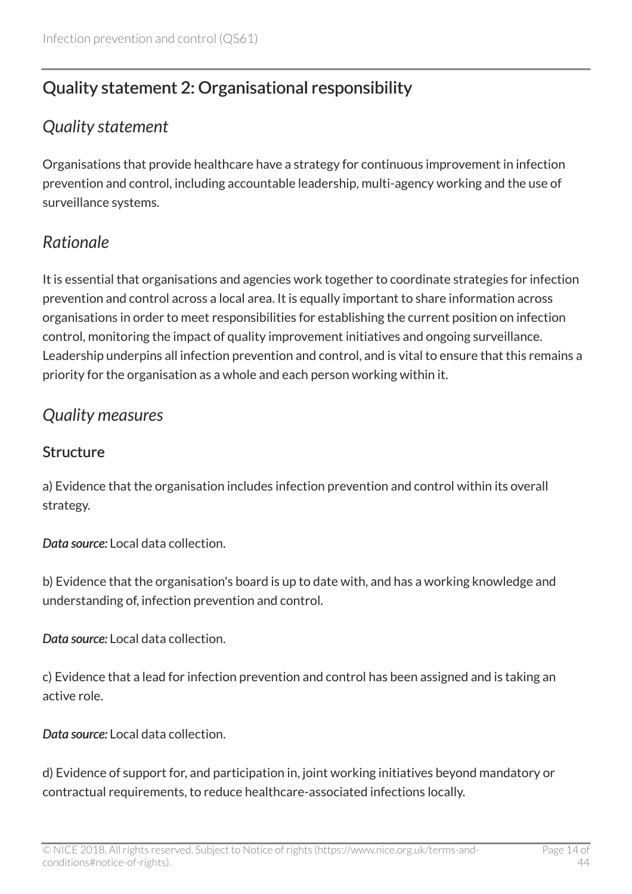## Quality statement 2: Organisational responsibility

### *Quality statement*

Organisations that provide healthcare have a strategy for continuous improvement in infection prevention and control, including accountable leadership, multi-agency working and the use of surveillance systems.

### *Rationale*

It is essential that organisations and agencies work together to coordinate strategies for infection prevention and control across a local area. It is equally important to share information across organisations in order to meet responsibilities for establishing the current position on infection control, monitoring the impact of quality improvement initiatives and ongoing surveillance. Leadership underpins all infection prevention and control, and is vital to ensure that this remains a priority for the organisation as a whole and each person working within it.

### *Quality measures*

#### Structure

a) Evidence that the organisation includes infection prevention and control within its overall strategy.

***Data source:*** Local data collection.

b) Evidence that the organisation's board is up to date with, and has a working knowledge and understanding of, infection prevention and control.

***Data source:*** Local data collection.

c) Evidence that a lead for infection prevention and control has been assigned and is taking an active role.

***Data source:*** Local data collection.

d) Evidence of support for, and participation in, joint working initiatives beyond mandatory or contractual requirements, to reduce healthcare-associated infections locally.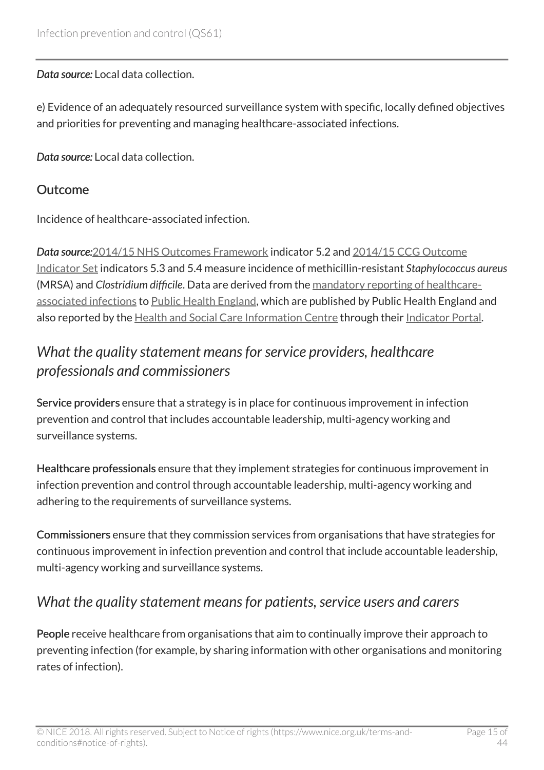*Data source:* Local data collection.

e) Evidence of an adequately resourced surveillance system with specific, locally defined objectives and priorities for preventing and managing healthcare-associated infections.

*Data source:* Local data collection.

### Outcome

Incidence of healthcare-associated infection.

*Data source:* 2014/15 NHS Outcomes Framework indicator 5.2 and 2014/15 CCG Outcome Indicator Set indicators 5.3 and 5.4 measure incidence of methicillin-resistant *Staphylococcus aureus* (MRSA) and *Clostridium difficile*. Data are derived from the mandatory reporting of healthcare-associated infections to Public Health England, which are published by Public Health England and also reported by the Health and Social Care Information Centre through their Indicator Portal.

## *What the quality statement means for service providers, healthcare professionals and commissioners*

**Service providers** ensure that a strategy is in place for continuous improvement in infection prevention and control that includes accountable leadership, multi-agency working and surveillance systems.

**Healthcare professionals** ensure that they implement strategies for continuous improvement in infection prevention and control through accountable leadership, multi-agency working and adhering to the requirements of surveillance systems.

**Commissioners** ensure that they commission services from organisations that have strategies for continuous improvement in infection prevention and control that include accountable leadership, multi-agency working and surveillance systems.

## *What the quality statement means for patients, service users and carers*

**People** receive healthcare from organisations that aim to continually improve their approach to preventing infection (for example, by sharing information with other organisations and monitoring rates of infection).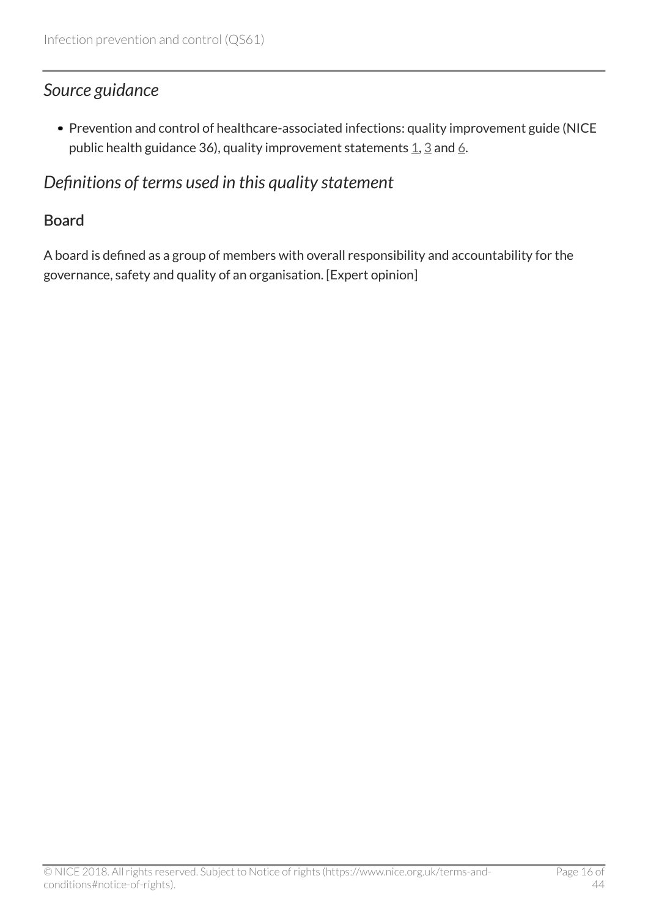## *Source guidance*

- Prevention and control of healthcare-associated infections: quality improvement guide (NICE public health guidance 36), quality improvement statements 1, 3 and 6.

## *Definitions of terms used in this quality statement*

### Board

A board is defined as a group of members with overall responsibility and accountability for the governance, safety and quality of an organisation. [Expert opinion]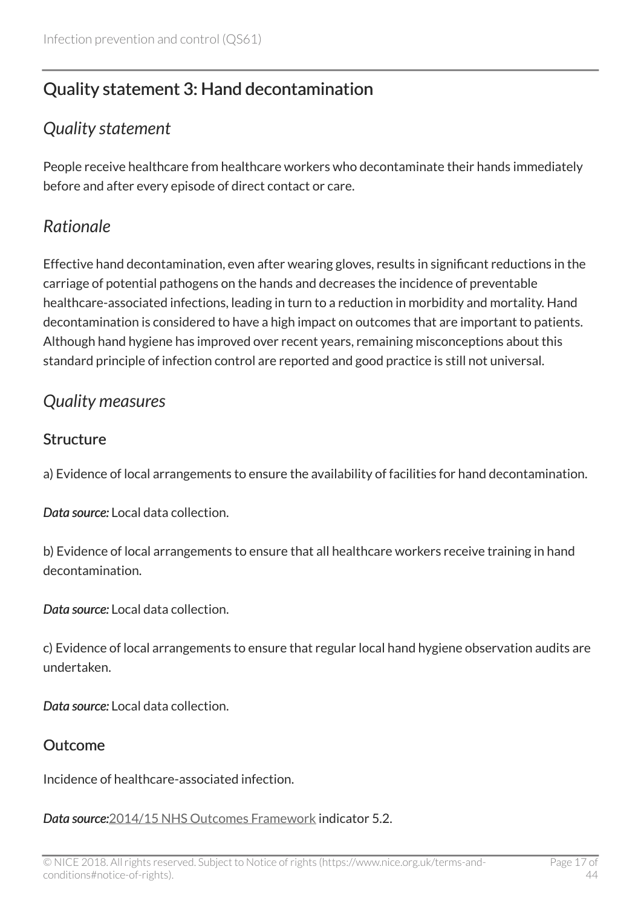## Quality statement 3: Hand decontamination

### *Quality statement*

People receive healthcare from healthcare workers who decontaminate their hands immediately before and after every episode of direct contact or care.

### *Rationale*

Effective hand decontamination, even after wearing gloves, results in significant reductions in the carriage of potential pathogens on the hands and decreases the incidence of preventable healthcare-associated infections, leading in turn to a reduction in morbidity and mortality. Hand decontamination is considered to have a high impact on outcomes that are important to patients. Although hand hygiene has improved over recent years, remaining misconceptions about this standard principle of infection control are reported and good practice is still not universal.

### *Quality measures*

#### Structure

a) Evidence of local arrangements to ensure the availability of facilities for hand decontamination.

***Data source:*** Local data collection.

b) Evidence of local arrangements to ensure that all healthcare workers receive training in hand decontamination.

***Data source:*** Local data collection.

c) Evidence of local arrangements to ensure that regular local hand hygiene observation audits are undertaken.

***Data source:*** Local data collection.

#### Outcome

Incidence of healthcare-associated infection.

***Data source:***2014/15 NHS Outcomes Framework indicator 5.2.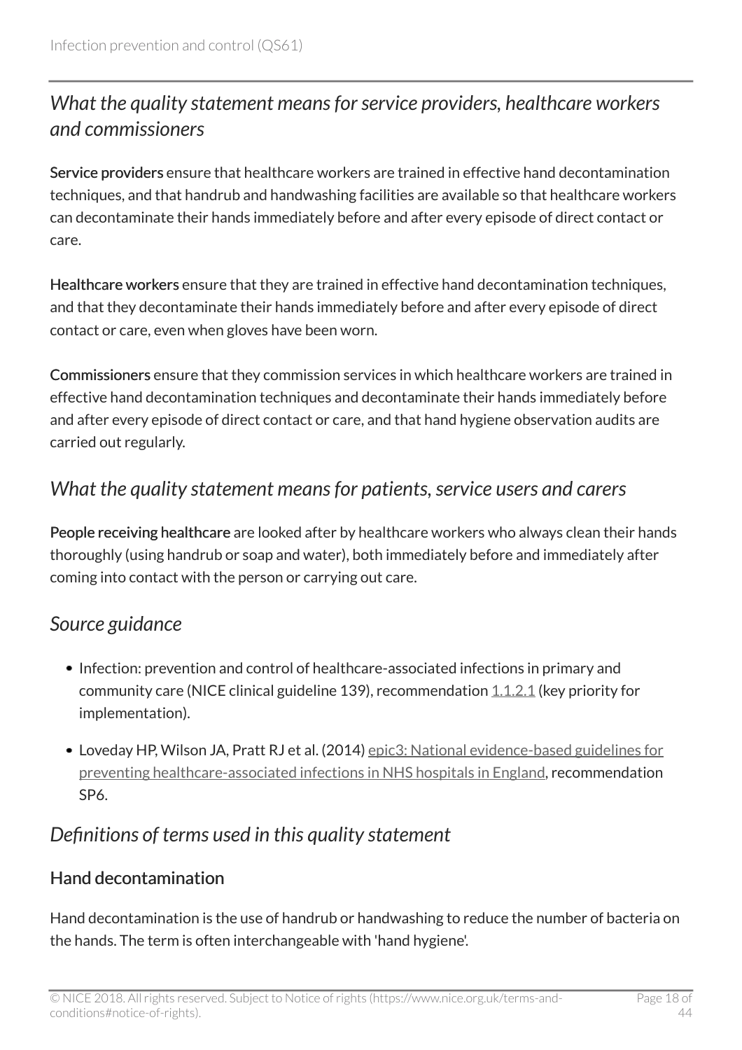### *What the quality statement means for service providers, healthcare workers and commissioners*

**Service providers** ensure that healthcare workers are trained in effective hand decontamination techniques, and that handrub and handwashing facilities are available so that healthcare workers can decontaminate their hands immediately before and after every episode of direct contact or care.

**Healthcare workers** ensure that they are trained in effective hand decontamination techniques, and that they decontaminate their hands immediately before and after every episode of direct contact or care, even when gloves have been worn.

**Commissioners** ensure that they commission services in which healthcare workers are trained in effective hand decontamination techniques and decontaminate their hands immediately before and after every episode of direct contact or care, and that hand hygiene observation audits are carried out regularly.

### *What the quality statement means for patients, service users and carers*

**People receiving healthcare** are looked after by healthcare workers who always clean their hands thoroughly (using handrub or soap and water), both immediately before and immediately after coming into contact with the person or carrying out care.

### *Source guidance*

- Infection: prevention and control of healthcare-associated infections in primary and community care (NICE clinical guideline 139), recommendation 1.1.2.1 (key priority for implementation).
- Loveday HP, Wilson JA, Pratt RJ et al. (2014) epic3: National evidence-based guidelines for preventing healthcare-associated infections in NHS hospitals in England, recommendation SP6.

### *Definitions of terms used in this quality statement*

#### Hand decontamination

Hand decontamination is the use of handrub or handwashing to reduce the number of bacteria on the hands. The term is often interchangeable with 'hand hygiene'.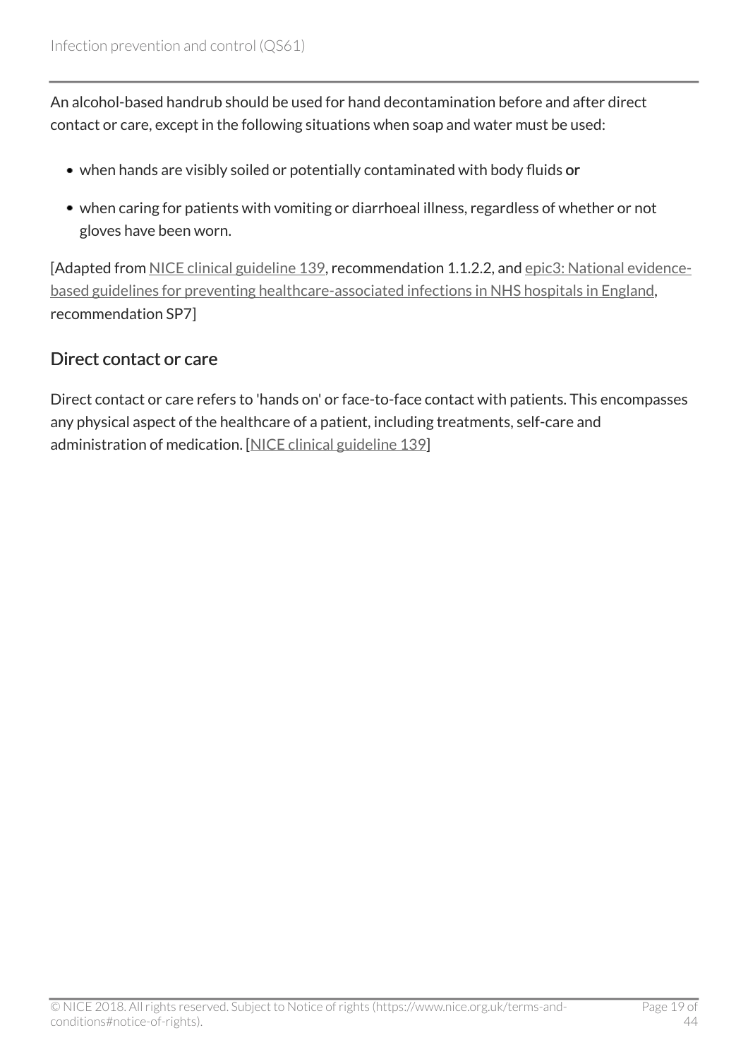An alcohol-based handrub should be used for hand decontamination before and after direct contact or care, except in the following situations when soap and water must be used:

- when hands are visibly soiled or potentially contaminated with body fluids **or**
- when caring for patients with vomiting or diarrhoeal illness, regardless of whether or not gloves have been worn.

[Adapted from NICE clinical guideline 139, recommendation 1.1.2.2, and epic3: National evidence-based guidelines for preventing healthcare-associated infections in NHS hospitals in England, recommendation SP7]

### Direct contact or care

Direct contact or care refers to 'hands on' or face-to-face contact with patients. This encompasses any physical aspect of the healthcare of a patient, including treatments, self-care and administration of medication. [NICE clinical guideline 139]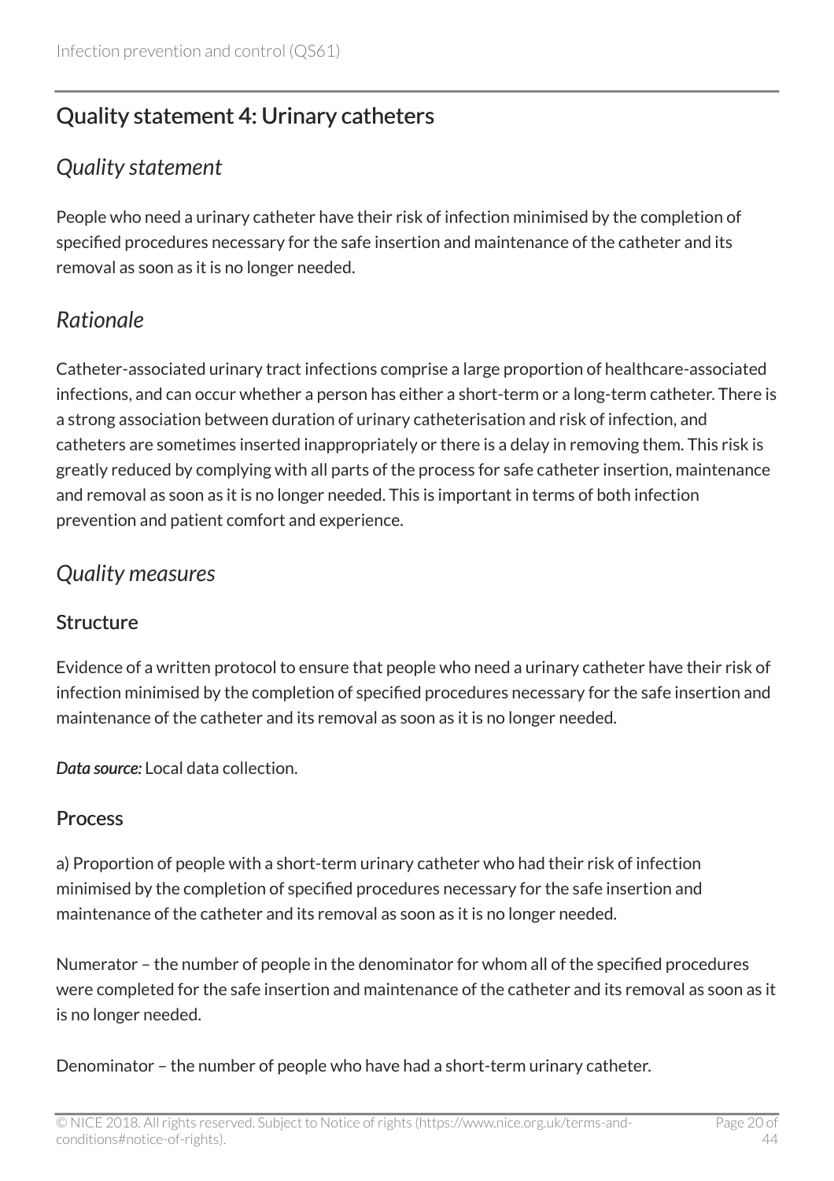## Quality statement 4: Urinary catheters

### *Quality statement*

People who need a urinary catheter have their risk of infection minimised by the completion of specified procedures necessary for the safe insertion and maintenance of the catheter and its removal as soon as it is no longer needed.

### *Rationale*

Catheter-associated urinary tract infections comprise a large proportion of healthcare-associated infections, and can occur whether a person has either a short-term or a long-term catheter. There is a strong association between duration of urinary catheterisation and risk of infection, and catheters are sometimes inserted inappropriately or there is a delay in removing them. This risk is greatly reduced by complying with all parts of the process for safe catheter insertion, maintenance and removal as soon as it is no longer needed. This is important in terms of both infection prevention and patient comfort and experience.

### *Quality measures*

#### Structure

Evidence of a written protocol to ensure that people who need a urinary catheter have their risk of infection minimised by the completion of specified procedures necessary for the safe insertion and maintenance of the catheter and its removal as soon as it is no longer needed.

***Data source:*** Local data collection.

#### Process

a) Proportion of people with a short-term urinary catheter who had their risk of infection minimised by the completion of specified procedures necessary for the safe insertion and maintenance of the catheter and its removal as soon as it is no longer needed.

Numerator – the number of people in the denominator for whom all of the specified procedures were completed for the safe insertion and maintenance of the catheter and its removal as soon as it is no longer needed.

Denominator – the number of people who have had a short-term urinary catheter.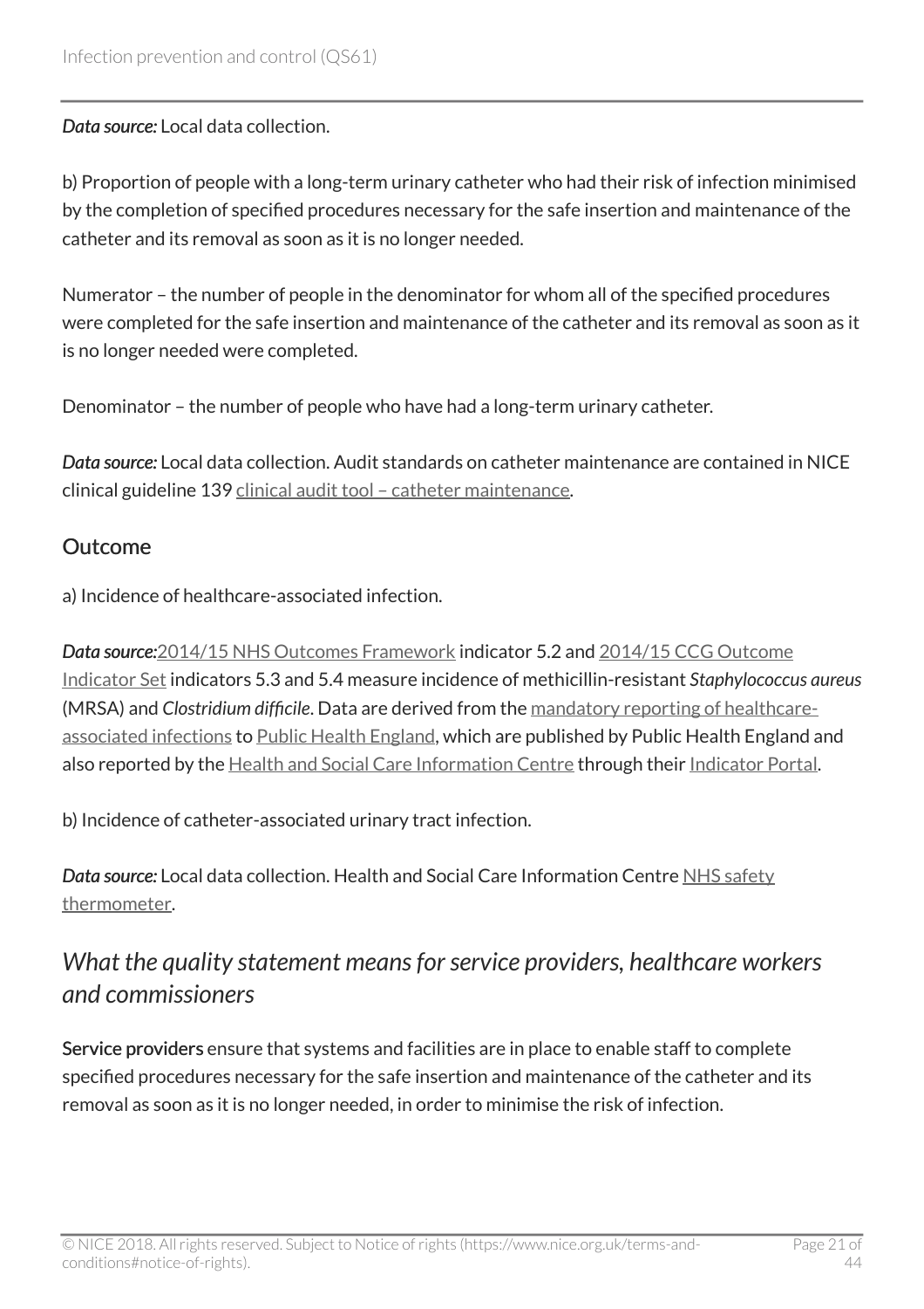*Data source:* Local data collection.

b) Proportion of people with a long-term urinary catheter who had their risk of infection minimised by the completion of specified procedures necessary for the safe insertion and maintenance of the catheter and its removal as soon as it is no longer needed.

Numerator – the number of people in the denominator for whom all of the specified procedures were completed for the safe insertion and maintenance of the catheter and its removal as soon as it is no longer needed were completed.

Denominator – the number of people who have had a long-term urinary catheter.

*Data source:* Local data collection. Audit standards on catheter maintenance are contained in NICE clinical guideline 139 clinical audit tool – catheter maintenance.

### Outcome

a) Incidence of healthcare-associated infection.

*Data source:* 2014/15 NHS Outcomes Framework indicator 5.2 and 2014/15 CCG Outcome Indicator Set indicators 5.3 and 5.4 measure incidence of methicillin-resistant *Staphylococcus aureus* (MRSA) and *Clostridium difficile*. Data are derived from the mandatory reporting of healthcare-associated infections to Public Health England, which are published by Public Health England and also reported by the Health and Social Care Information Centre through their Indicator Portal.

b) Incidence of catheter-associated urinary tract infection.

*Data source:* Local data collection. Health and Social Care Information Centre NHS safety thermometer.

## *What the quality statement means for service providers, healthcare workers and commissioners*

**Service providers** ensure that systems and facilities are in place to enable staff to complete specified procedures necessary for the safe insertion and maintenance of the catheter and its removal as soon as it is no longer needed, in order to minimise the risk of infection.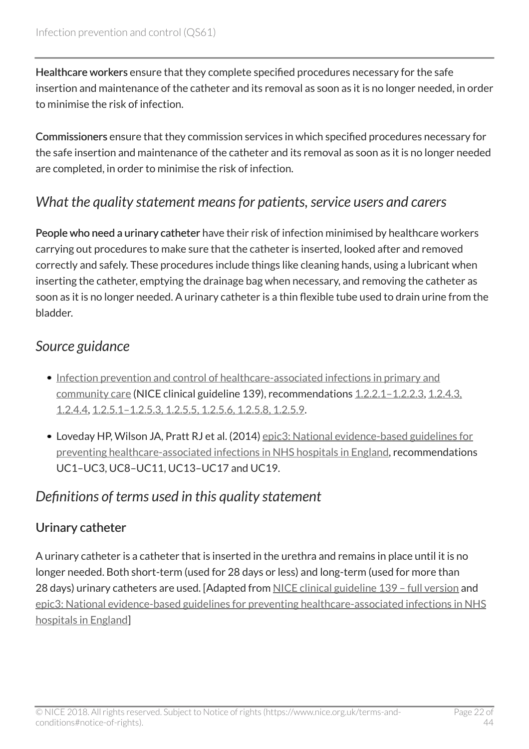**Healthcare workers** ensure that they complete specified procedures necessary for the safe insertion and maintenance of the catheter and its removal as soon as it is no longer needed, in order to minimise the risk of infection.

**Commissioners** ensure that they commission services in which specified procedures necessary for the safe insertion and maintenance of the catheter and its removal as soon as it is no longer needed are completed, in order to minimise the risk of infection.

## *What the quality statement means for patients, service users and carers*

**People who need a urinary catheter** have their risk of infection minimised by healthcare workers carrying out procedures to make sure that the catheter is inserted, looked after and removed correctly and safely. These procedures include things like cleaning hands, using a lubricant when inserting the catheter, emptying the drainage bag when necessary, and removing the catheter as soon as it is no longer needed. A urinary catheter is a thin flexible tube used to drain urine from the bladder.

## *Source guidance*

- Infection prevention and control of healthcare-associated infections in primary and community care (NICE clinical guideline 139), recommendations 1.2.2.1–1.2.2.3, 1.2.4.3, 1.2.4.4, 1.2.5.1–1.2.5.3, 1.2.5.5, 1.2.5.6, 1.2.5.8, 1.2.5.9.
- Loveday HP, Wilson JA, Pratt RJ et al. (2014) epic3: National evidence-based guidelines for preventing healthcare-associated infections in NHS hospitals in England, recommendations UC1–UC3, UC8–UC11, UC13–UC17 and UC19.

## *Definitions of terms used in this quality statement*

### Urinary catheter

A urinary catheter is a catheter that is inserted in the urethra and remains in place until it is no longer needed. Both short-term (used for 28 days or less) and long-term (used for more than 28 days) urinary catheters are used. [Adapted from NICE clinical guideline 139 – full version and epic3: National evidence-based guidelines for preventing healthcare-associated infections in NHS hospitals in England]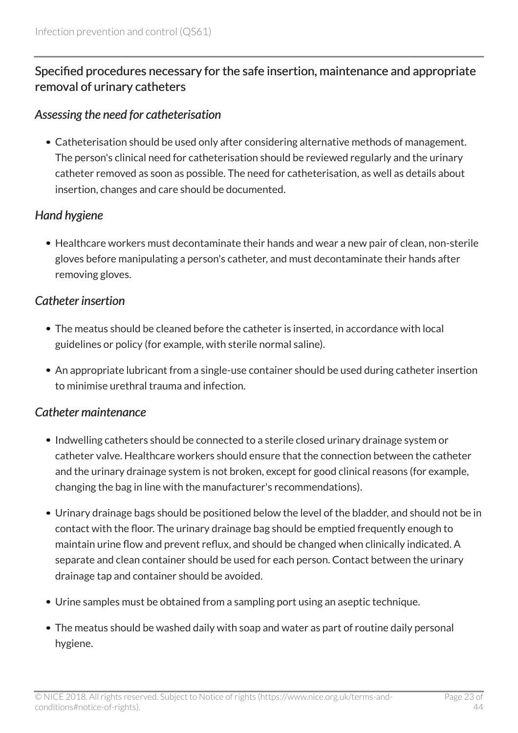## Specified procedures necessary for the safe insertion, maintenance and appropriate removal of urinary catheters

### *Assessing the need for catheterisation*

- Catheterisation should be used only after considering alternative methods of management. The person's clinical need for catheterisation should be reviewed regularly and the urinary catheter removed as soon as possible. The need for catheterisation, as well as details about insertion, changes and care should be documented.

### *Hand hygiene*

- Healthcare workers must decontaminate their hands and wear a new pair of clean, non-sterile gloves before manipulating a person's catheter, and must decontaminate their hands after removing gloves.

### *Catheter insertion*

- The meatus should be cleaned before the catheter is inserted, in accordance with local guidelines or policy (for example, with sterile normal saline).
- An appropriate lubricant from a single-use container should be used during catheter insertion to minimise urethral trauma and infection.

### *Catheter maintenance*

- Indwelling catheters should be connected to a sterile closed urinary drainage system or catheter valve. Healthcare workers should ensure that the connection between the catheter and the urinary drainage system is not broken, except for good clinical reasons (for example, changing the bag in line with the manufacturer's recommendations).
- Urinary drainage bags should be positioned below the level of the bladder, and should not be in contact with the floor. The urinary drainage bag should be emptied frequently enough to maintain urine flow and prevent reflux, and should be changed when clinically indicated. A separate and clean container should be used for each person. Contact between the urinary drainage tap and container should be avoided.
- Urine samples must be obtained from a sampling port using an aseptic technique.
- The meatus should be washed daily with soap and water as part of routine daily personal hygiene.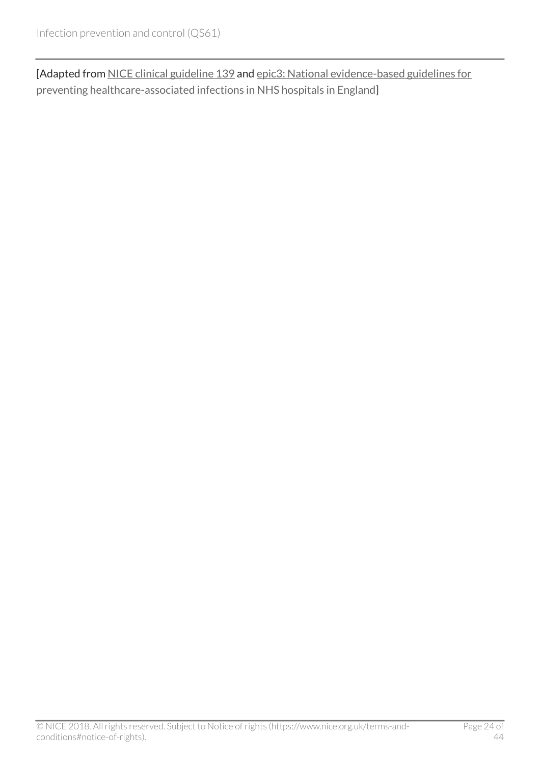[Adapted from NICE clinical guideline 139 and epic3: National evidence-based guidelines for preventing healthcare-associated infections in NHS hospitals in England]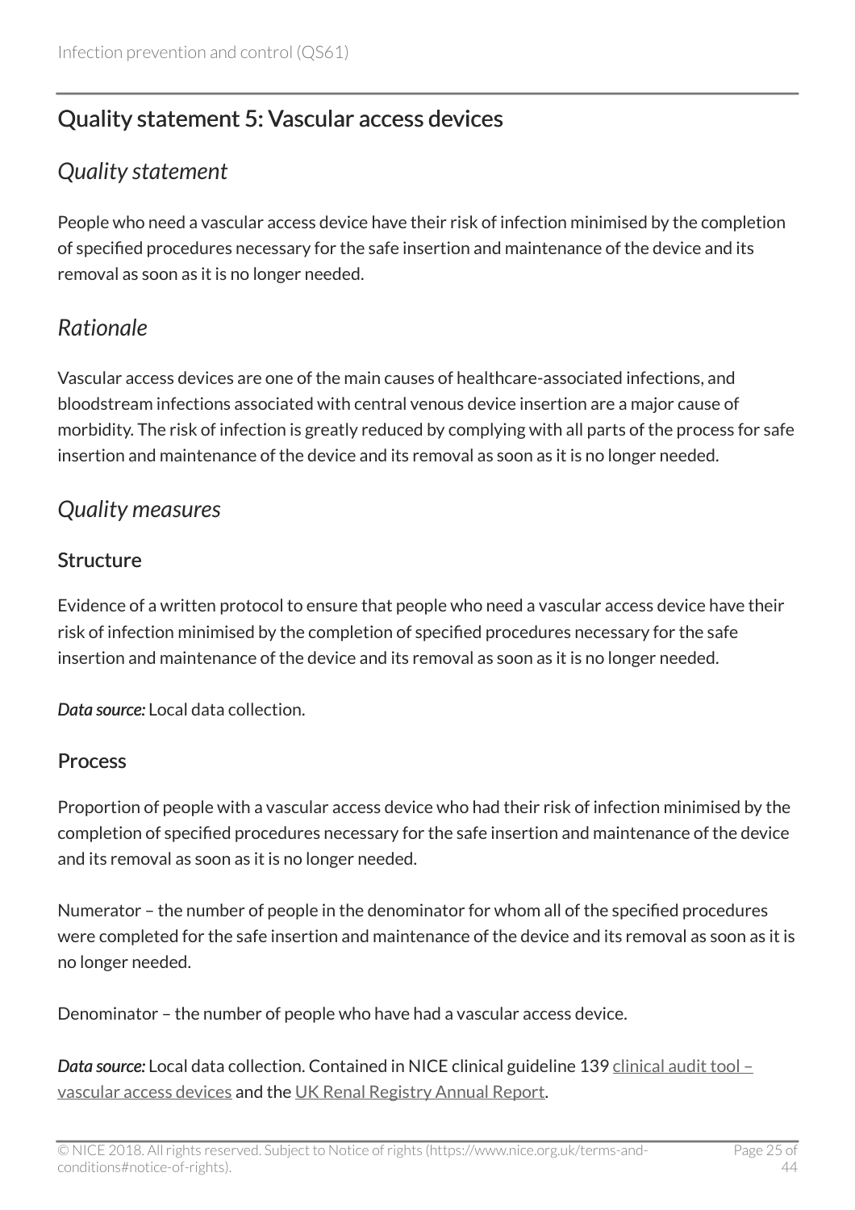## Quality statement 5: Vascular access devices

### *Quality statement*

People who need a vascular access device have their risk of infection minimised by the completion of specified procedures necessary for the safe insertion and maintenance of the device and its removal as soon as it is no longer needed.

### *Rationale*

Vascular access devices are one of the main causes of healthcare-associated infections, and bloodstream infections associated with central venous device insertion are a major cause of morbidity. The risk of infection is greatly reduced by complying with all parts of the process for safe insertion and maintenance of the device and its removal as soon as it is no longer needed.

### *Quality measures*

#### Structure

Evidence of a written protocol to ensure that people who need a vascular access device have their risk of infection minimised by the completion of specified procedures necessary for the safe insertion and maintenance of the device and its removal as soon as it is no longer needed.

***Data source:*** Local data collection.

#### Process

Proportion of people with a vascular access device who had their risk of infection minimised by the completion of specified procedures necessary for the safe insertion and maintenance of the device and its removal as soon as it is no longer needed.

Numerator – the number of people in the denominator for whom all of the specified procedures were completed for the safe insertion and maintenance of the device and its removal as soon as it is no longer needed.

Denominator – the number of people who have had a vascular access device.

***Data source:*** Local data collection. Contained in NICE clinical guideline 139 clinical audit tool – vascular access devices and the UK Renal Registry Annual Report.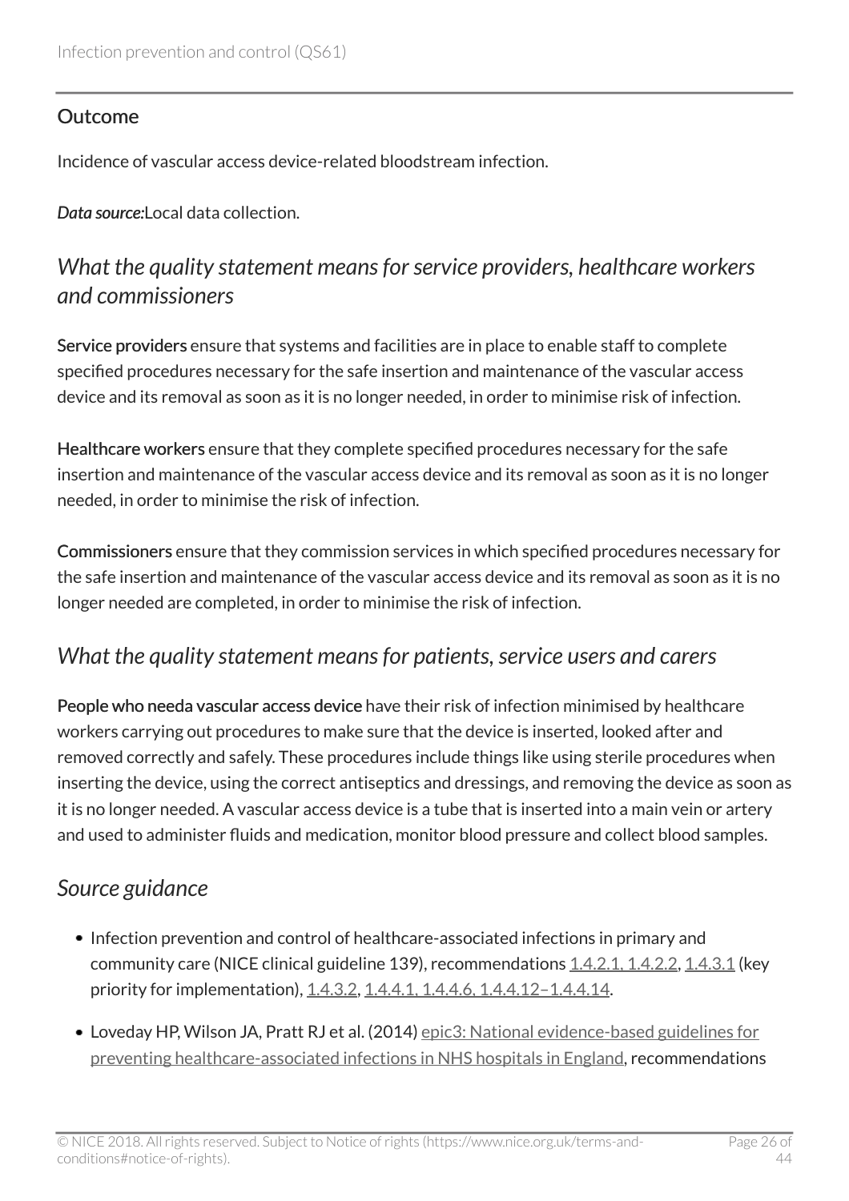### Outcome

Incidence of vascular access device-related bloodstream infection.

*Data source:*Local data collection.

## *What the quality statement means for service providers, healthcare workers and commissioners*

**Service providers** ensure that systems and facilities are in place to enable staff to complete specified procedures necessary for the safe insertion and maintenance of the vascular access device and its removal as soon as it is no longer needed, in order to minimise risk of infection.

**Healthcare workers** ensure that they complete specified procedures necessary for the safe insertion and maintenance of the vascular access device and its removal as soon as it is no longer needed, in order to minimise the risk of infection.

**Commissioners** ensure that they commission services in which specified procedures necessary for the safe insertion and maintenance of the vascular access device and its removal as soon as it is no longer needed are completed, in order to minimise the risk of infection.

## *What the quality statement means for patients, service users and carers*

**People who needa vascular access device** have their risk of infection minimised by healthcare workers carrying out procedures to make sure that the device is inserted, looked after and removed correctly and safely. These procedures include things like using sterile procedures when inserting the device, using the correct antiseptics and dressings, and removing the device as soon as it is no longer needed. A vascular access device is a tube that is inserted into a main vein or artery and used to administer fluids and medication, monitor blood pressure and collect blood samples.

## *Source guidance*

- Infection prevention and control of healthcare-associated infections in primary and community care (NICE clinical guideline 139), recommendations 1.4.2.1, 1.4.2.2, 1.4.3.1 (key priority for implementation), 1.4.3.2, 1.4.4.1, 1.4.4.6, 1.4.4.12–1.4.4.14.
- Loveday HP, Wilson JA, Pratt RJ et al. (2014) epic3: National evidence-based guidelines for preventing healthcare-associated infections in NHS hospitals in England, recommendations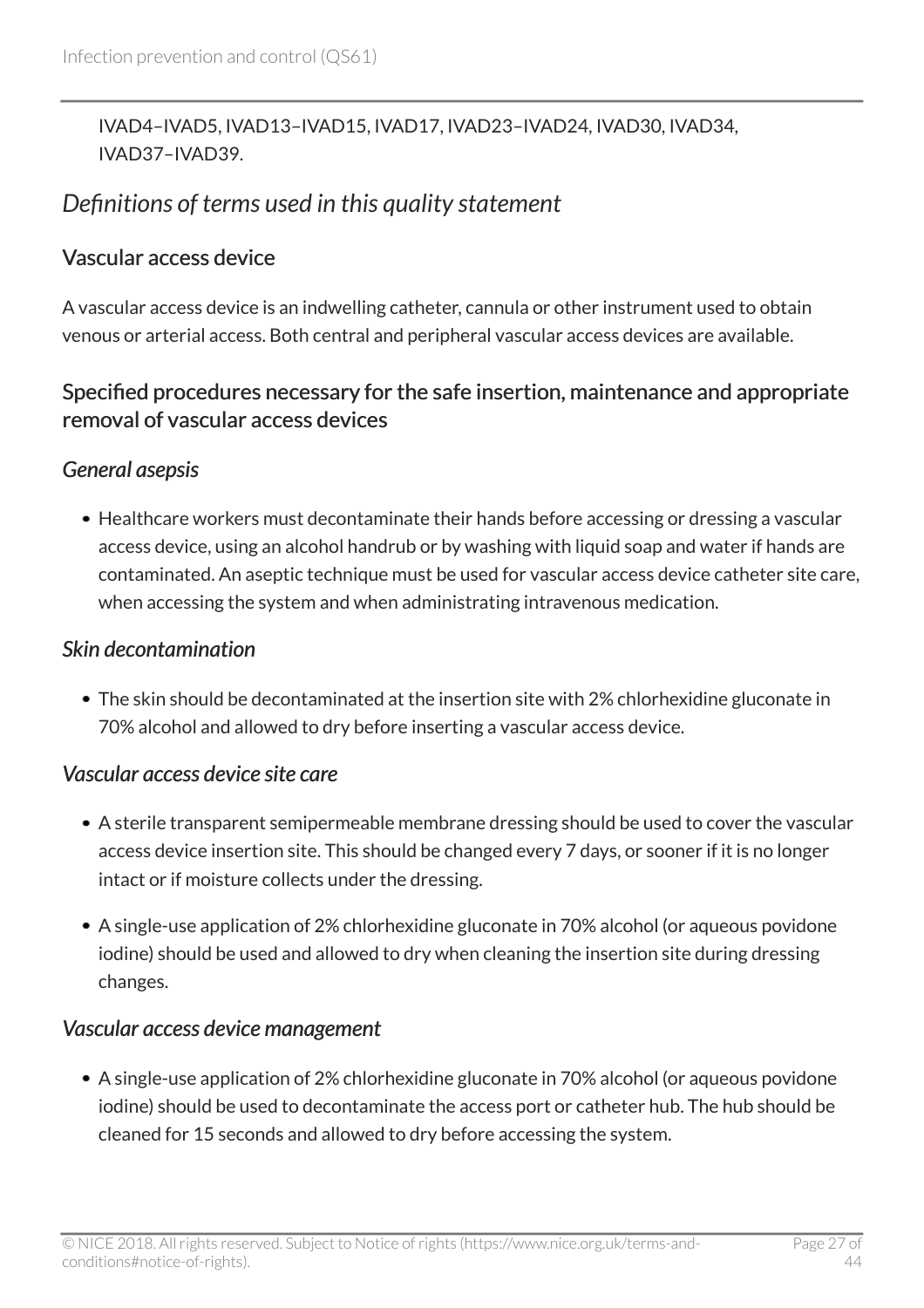IVAD4–IVAD5, IVAD13–IVAD15, IVAD17, IVAD23–IVAD24, IVAD30, IVAD34, IVAD37–IVAD39.

## *Definitions of terms used in this quality statement*

### Vascular access device

A vascular access device is an indwelling catheter, cannula or other instrument used to obtain venous or arterial access. Both central and peripheral vascular access devices are available.

### Specified procedures necessary for the safe insertion, maintenance and appropriate removal of vascular access devices

#### *General asepsis*

- Healthcare workers must decontaminate their hands before accessing or dressing a vascular access device, using an alcohol handrub or by washing with liquid soap and water if hands are contaminated. An aseptic technique must be used for vascular access device catheter site care, when accessing the system and when administrating intravenous medication.

#### *Skin decontamination*

- The skin should be decontaminated at the insertion site with 2% chlorhexidine gluconate in 70% alcohol and allowed to dry before inserting a vascular access device.

#### *Vascular access device site care*

- A sterile transparent semipermeable membrane dressing should be used to cover the vascular access device insertion site. This should be changed every 7 days, or sooner if it is no longer intact or if moisture collects under the dressing.
- A single-use application of 2% chlorhexidine gluconate in 70% alcohol (or aqueous povidone iodine) should be used and allowed to dry when cleaning the insertion site during dressing changes.

#### *Vascular access device management*

- A single-use application of 2% chlorhexidine gluconate in 70% alcohol (or aqueous povidone iodine) should be used to decontaminate the access port or catheter hub. The hub should be cleaned for 15 seconds and allowed to dry before accessing the system.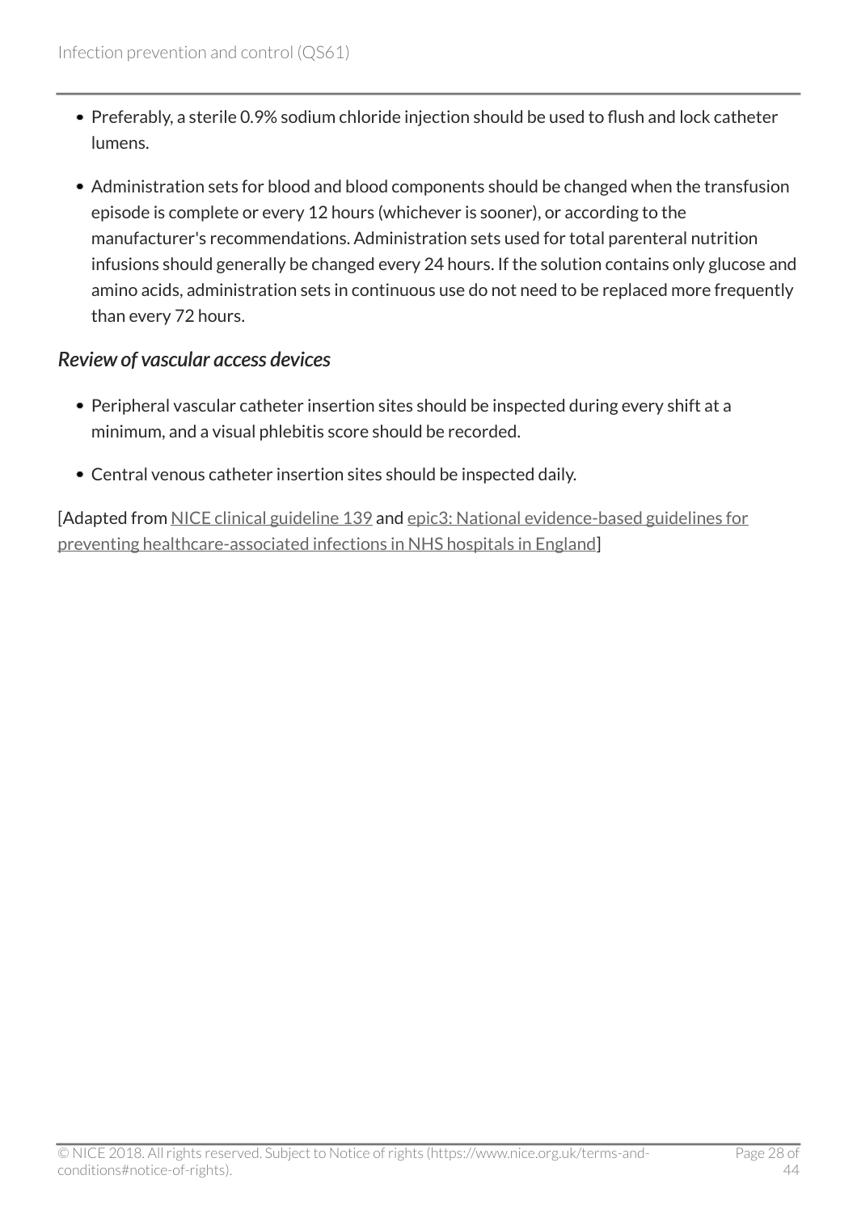- Preferably, a sterile 0.9% sodium chloride injection should be used to flush and lock catheter lumens.
- Administration sets for blood and blood components should be changed when the transfusion episode is complete or every 12 hours (whichever is sooner), or according to the manufacturer's recommendations. Administration sets used for total parenteral nutrition infusions should generally be changed every 24 hours. If the solution contains only glucose and amino acids, administration sets in continuous use do not need to be replaced more frequently than every 72 hours.

### *Review of vascular access devices*

- Peripheral vascular catheter insertion sites should be inspected during every shift at a minimum, and a visual phlebitis score should be recorded.
- Central venous catheter insertion sites should be inspected daily.

[Adapted from NICE clinical guideline 139 and epic3: National evidence-based guidelines for preventing healthcare-associated infections in NHS hospitals in England]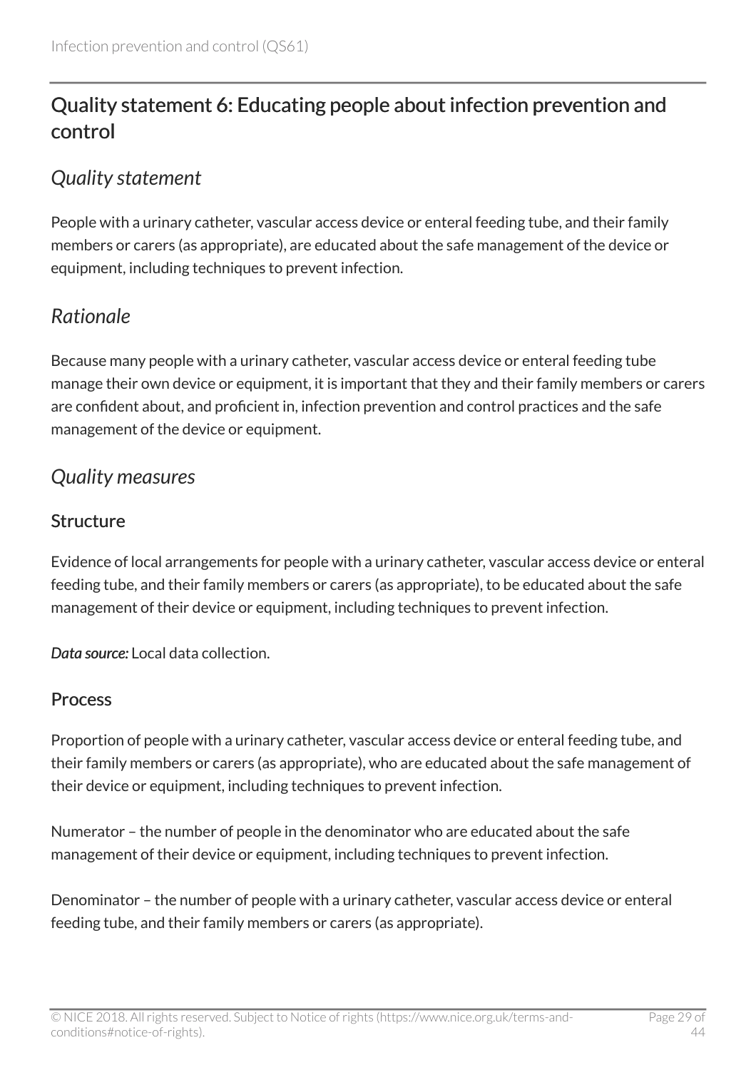## Quality statement 6: Educating people about infection prevention and control

### *Quality statement*

People with a urinary catheter, vascular access device or enteral feeding tube, and their family members or carers (as appropriate), are educated about the safe management of the device or equipment, including techniques to prevent infection.

### *Rationale*

Because many people with a urinary catheter, vascular access device or enteral feeding tube manage their own device or equipment, it is important that they and their family members or carers are confident about, and proficient in, infection prevention and control practices and the safe management of the device or equipment.

### *Quality measures*

#### Structure

Evidence of local arrangements for people with a urinary catheter, vascular access device or enteral feeding tube, and their family members or carers (as appropriate), to be educated about the safe management of their device or equipment, including techniques to prevent infection.

***Data source:*** Local data collection.

#### Process

Proportion of people with a urinary catheter, vascular access device or enteral feeding tube, and their family members or carers (as appropriate), who are educated about the safe management of their device or equipment, including techniques to prevent infection.

Numerator – the number of people in the denominator who are educated about the safe management of their device or equipment, including techniques to prevent infection.

Denominator – the number of people with a urinary catheter, vascular access device or enteral feeding tube, and their family members or carers (as appropriate).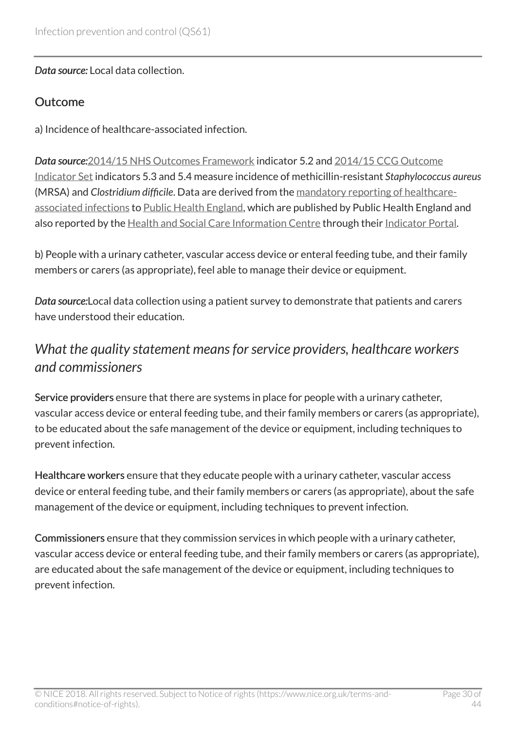*Data source:* Local data collection.

### Outcome

a) Incidence of healthcare-associated infection.

*Data source:* 2014/15 NHS Outcomes Framework indicator 5.2 and 2014/15 CCG Outcome Indicator Set indicators 5.3 and 5.4 measure incidence of methicillin-resistant *Staphylococcus aureus* (MRSA) and *Clostridium difficile*. Data are derived from the mandatory reporting of healthcare-associated infections to Public Health England, which are published by Public Health England and also reported by the Health and Social Care Information Centre through their Indicator Portal.

b) People with a urinary catheter, vascular access device or enteral feeding tube, and their family members or carers (as appropriate), feel able to manage their device or equipment.

*Data source:* Local data collection using a patient survey to demonstrate that patients and carers have understood their education.

## *What the quality statement means for service providers, healthcare workers and commissioners*

**Service providers** ensure that there are systems in place for people with a urinary catheter, vascular access device or enteral feeding tube, and their family members or carers (as appropriate), to be educated about the safe management of the device or equipment, including techniques to prevent infection.

**Healthcare workers** ensure that they educate people with a urinary catheter, vascular access device or enteral feeding tube, and their family members or carers (as appropriate), about the safe management of the device or equipment, including techniques to prevent infection.

**Commissioners** ensure that they commission services in which people with a urinary catheter, vascular access device or enteral feeding tube, and their family members or carers (as appropriate), are educated about the safe management of the device or equipment, including techniques to prevent infection.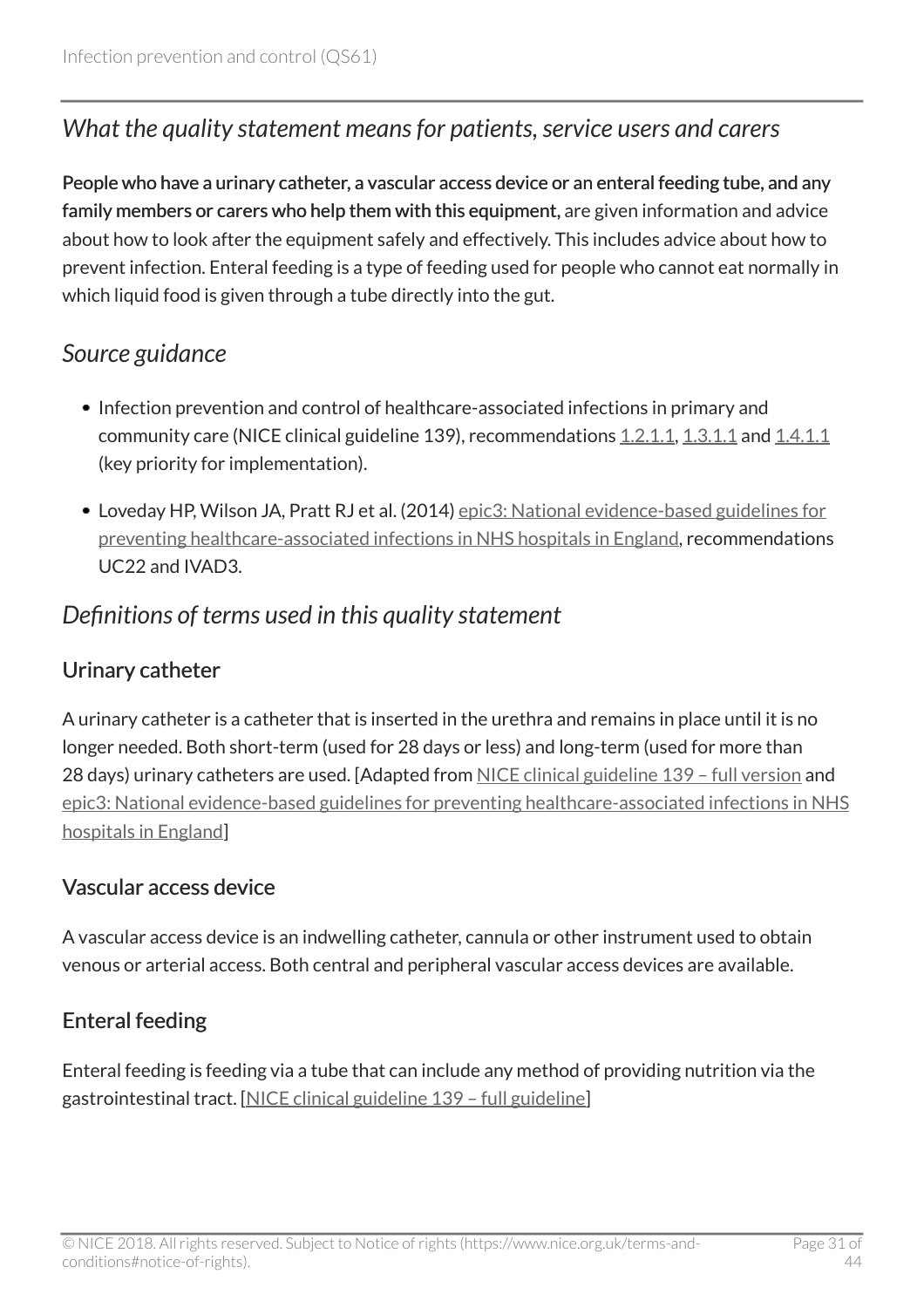## *What the quality statement means for patients, service users and carers*

**People who have a urinary catheter, a vascular access device or an enteral feeding tube, and any family members or carers who help them with this equipment,** are given information and advice about how to look after the equipment safely and effectively. This includes advice about how to prevent infection. Enteral feeding is a type of feeding used for people who cannot eat normally in which liquid food is given through a tube directly into the gut.

## *Source guidance*

- Infection prevention and control of healthcare-associated infections in primary and community care (NICE clinical guideline 139), recommendations 1.2.1.1, 1.3.1.1 and 1.4.1.1 (key priority for implementation).
- Loveday HP, Wilson JA, Pratt RJ et al. (2014) epic3: National evidence-based guidelines for preventing healthcare-associated infections in NHS hospitals in England, recommendations UC22 and IVAD3.

## *Definitions of terms used in this quality statement*

### Urinary catheter

A urinary catheter is a catheter that is inserted in the urethra and remains in place until it is no longer needed. Both short-term (used for 28 days or less) and long-term (used for more than 28 days) urinary catheters are used. [Adapted from NICE clinical guideline 139 – full version and epic3: National evidence-based guidelines for preventing healthcare-associated infections in NHS hospitals in England]

### Vascular access device

A vascular access device is an indwelling catheter, cannula or other instrument used to obtain venous or arterial access. Both central and peripheral vascular access devices are available.

### Enteral feeding

Enteral feeding is feeding via a tube that can include any method of providing nutrition via the gastrointestinal tract. [NICE clinical guideline 139 – full guideline]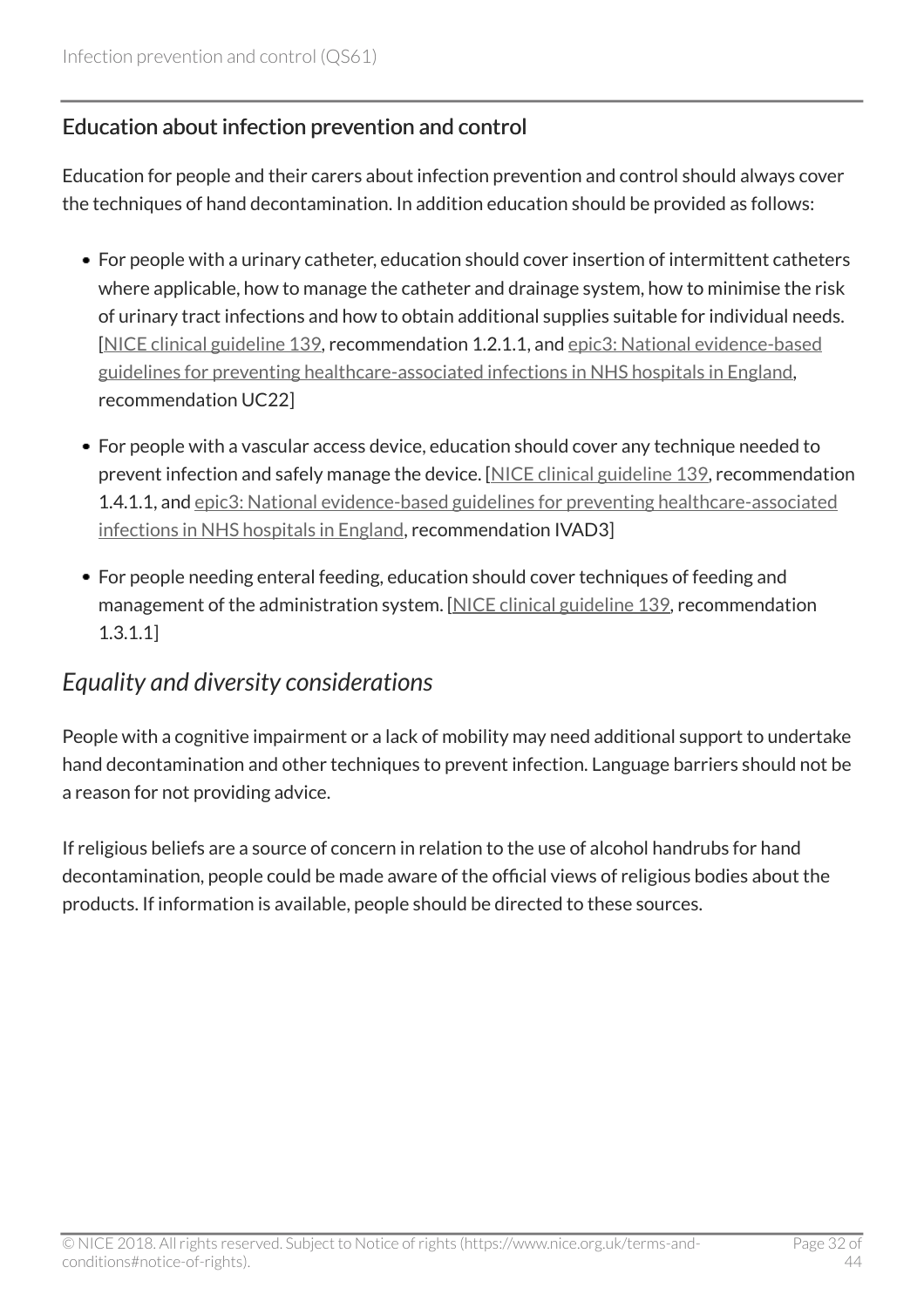## Education about infection prevention and control

Education for people and their carers about infection prevention and control should always cover the techniques of hand decontamination. In addition education should be provided as follows:

- For people with a urinary catheter, education should cover insertion of intermittent catheters where applicable, how to manage the catheter and drainage system, how to minimise the risk of urinary tract infections and how to obtain additional supplies suitable for individual needs. [NICE clinical guideline 139, recommendation 1.2.1.1, and epic3: National evidence-based guidelines for preventing healthcare-associated infections in NHS hospitals in England, recommendation UC22]
- For people with a vascular access device, education should cover any technique needed to prevent infection and safely manage the device. [NICE clinical guideline 139, recommendation 1.4.1.1, and epic3: National evidence-based guidelines for preventing healthcare-associated infections in NHS hospitals in England, recommendation IVAD3]
- For people needing enteral feeding, education should cover techniques of feeding and management of the administration system. [NICE clinical guideline 139, recommendation 1.3.1.1]

## *Equality and diversity considerations*

People with a cognitive impairment or a lack of mobility may need additional support to undertake hand decontamination and other techniques to prevent infection. Language barriers should not be a reason for not providing advice.

If religious beliefs are a source of concern in relation to the use of alcohol handrubs for hand decontamination, people could be made aware of the official views of religious bodies about the products. If information is available, people should be directed to these sources.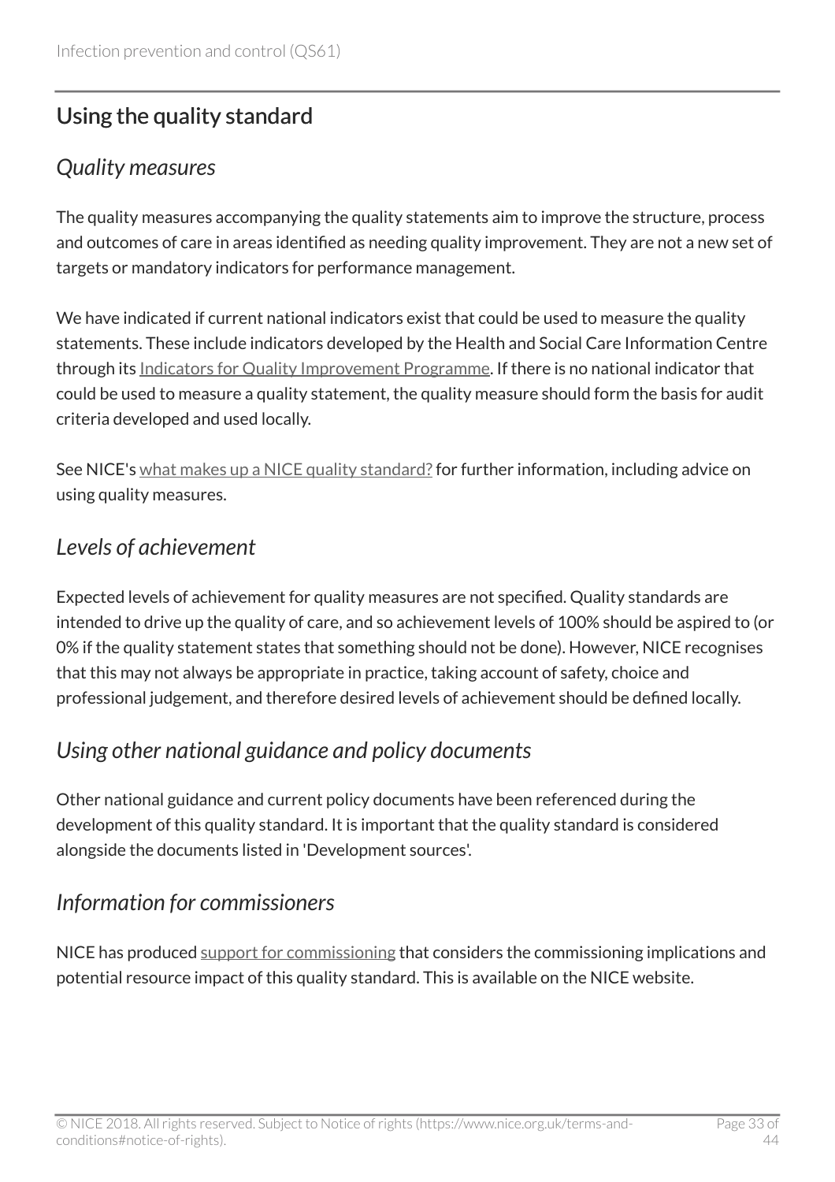## Using the quality standard

### *Quality measures*

The quality measures accompanying the quality statements aim to improve the structure, process and outcomes of care in areas identified as needing quality improvement. They are not a new set of targets or mandatory indicators for performance management.

We have indicated if current national indicators exist that could be used to measure the quality statements. These include indicators developed by the Health and Social Care Information Centre through its Indicators for Quality Improvement Programme. If there is no national indicator that could be used to measure a quality statement, the quality measure should form the basis for audit criteria developed and used locally.

See NICE's what makes up a NICE quality standard? for further information, including advice on using quality measures.

### *Levels of achievement*

Expected levels of achievement for quality measures are not specified. Quality standards are intended to drive up the quality of care, and so achievement levels of 100% should be aspired to (or 0% if the quality statement states that something should not be done). However, NICE recognises that this may not always be appropriate in practice, taking account of safety, choice and professional judgement, and therefore desired levels of achievement should be defined locally.

### *Using other national guidance and policy documents*

Other national guidance and current policy documents have been referenced during the development of this quality standard. It is important that the quality standard is considered alongside the documents listed in 'Development sources'.

### *Information for commissioners*

NICE has produced support for commissioning that considers the commissioning implications and potential resource impact of this quality standard. This is available on the NICE website.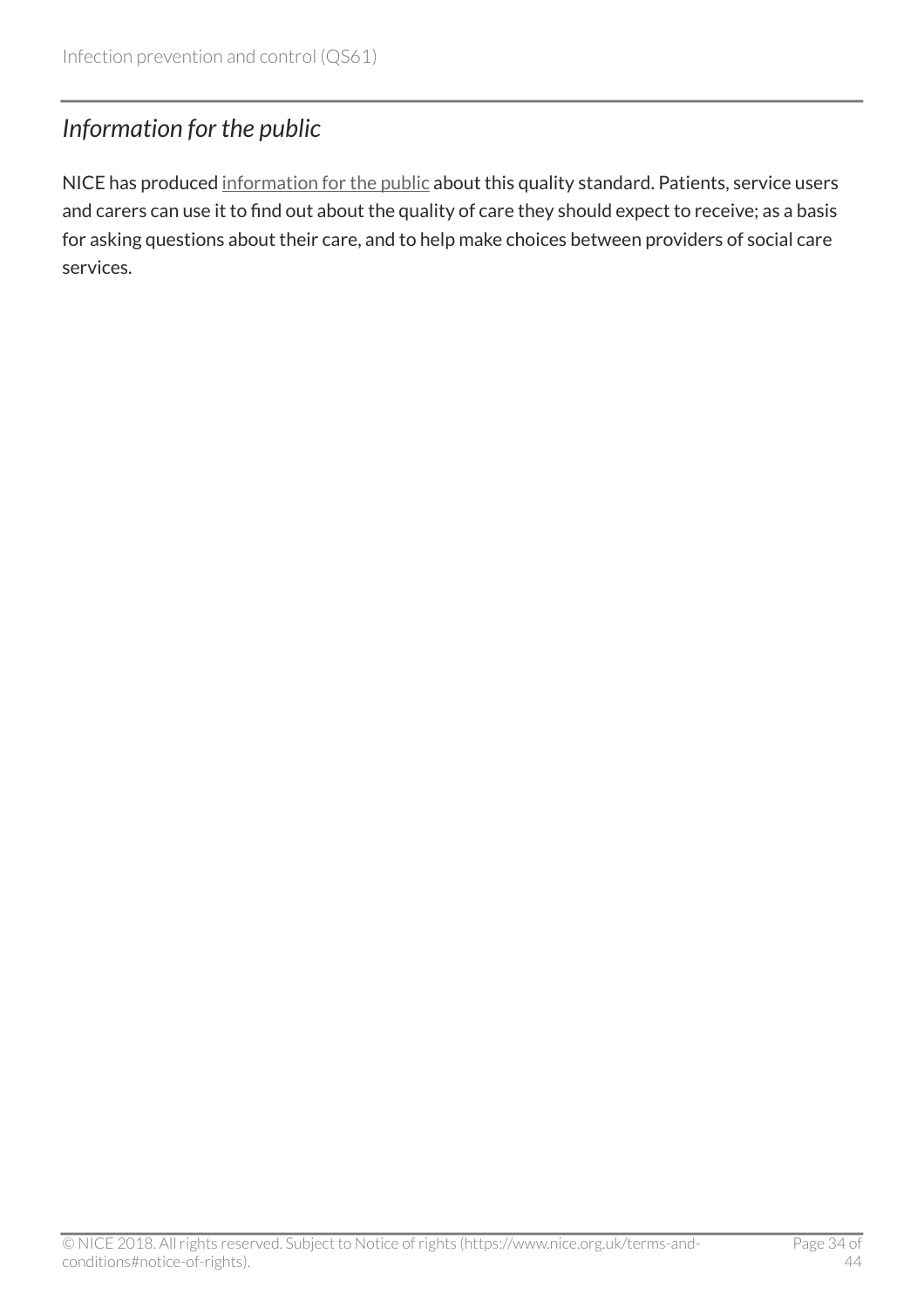## *Information for the public*

NICE has produced information for the public about this quality standard. Patients, service users and carers can use it to find out about the quality of care they should expect to receive; as a basis for asking questions about their care, and to help make choices between providers of social care services.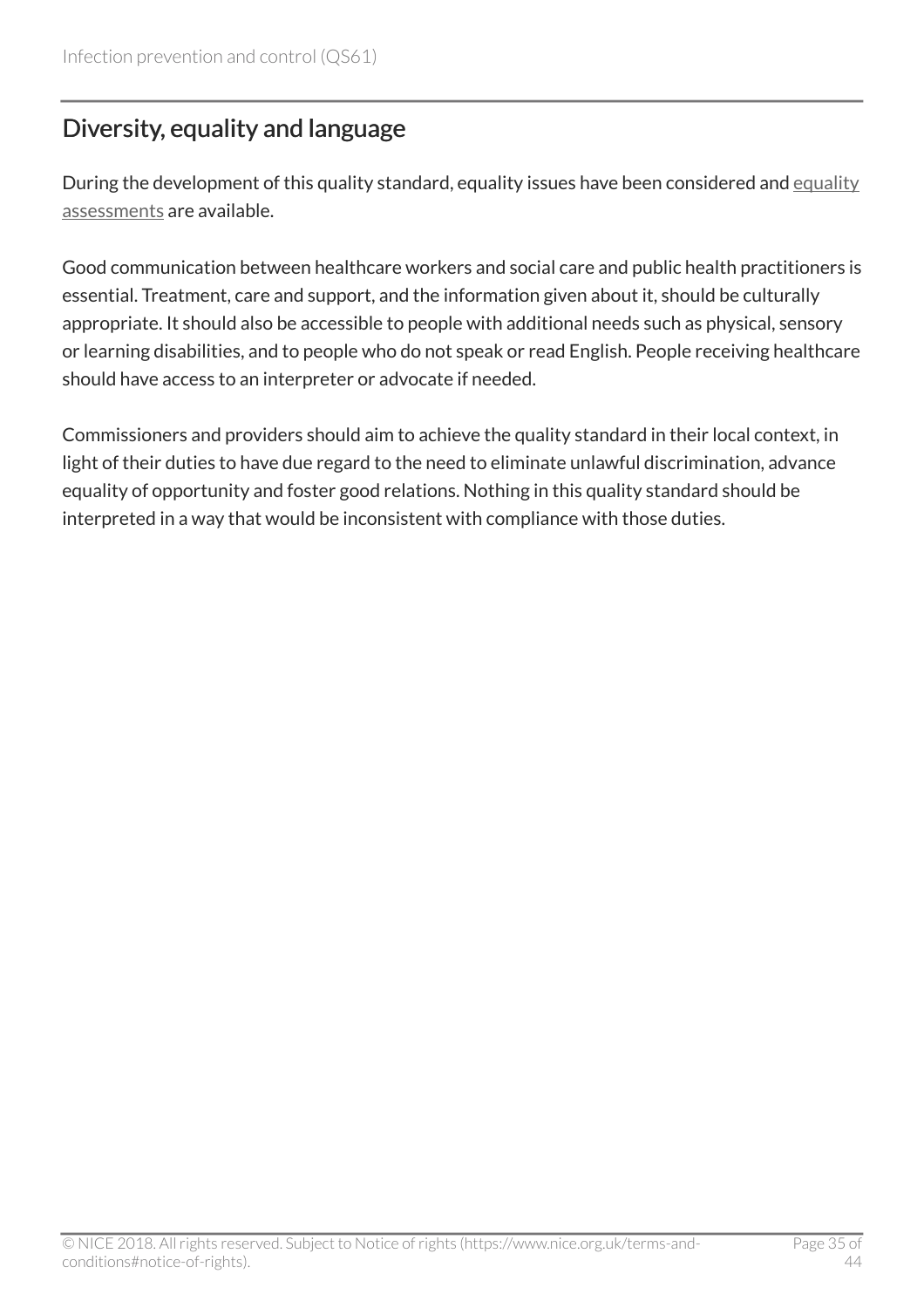## Diversity, equality and language

During the development of this quality standard, equality issues have been considered and equality assessments are available.

Good communication between healthcare workers and social care and public health practitioners is essential. Treatment, care and support, and the information given about it, should be culturally appropriate. It should also be accessible to people with additional needs such as physical, sensory or learning disabilities, and to people who do not speak or read English. People receiving healthcare should have access to an interpreter or advocate if needed.

Commissioners and providers should aim to achieve the quality standard in their local context, in light of their duties to have due regard to the need to eliminate unlawful discrimination, advance equality of opportunity and foster good relations. Nothing in this quality standard should be interpreted in a way that would be inconsistent with compliance with those duties.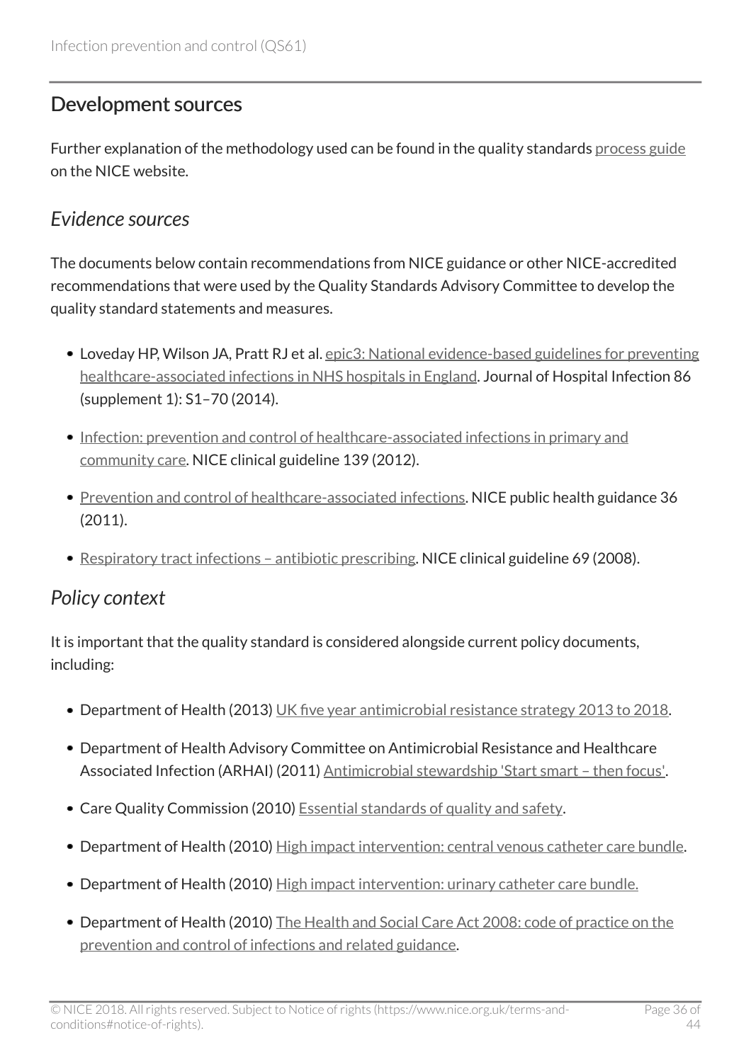## Development sources

Further explanation of the methodology used can be found in the quality standards process guide on the NICE website.

### *Evidence sources*

The documents below contain recommendations from NICE guidance or other NICE-accredited recommendations that were used by the Quality Standards Advisory Committee to develop the quality standard statements and measures.

- Loveday HP, Wilson JA, Pratt RJ et al. epic3: National evidence-based guidelines for preventing healthcare-associated infections in NHS hospitals in England. Journal of Hospital Infection 86 (supplement 1): S1–70 (2014).
- Infection: prevention and control of healthcare-associated infections in primary and community care. NICE clinical guideline 139 (2012).
- Prevention and control of healthcare-associated infections. NICE public health guidance 36 (2011).
- Respiratory tract infections – antibiotic prescribing. NICE clinical guideline 69 (2008).

### *Policy context*

It is important that the quality standard is considered alongside current policy documents, including:

- Department of Health (2013) UK five year antimicrobial resistance strategy 2013 to 2018.
- Department of Health Advisory Committee on Antimicrobial Resistance and Healthcare Associated Infection (ARHAI) (2011) Antimicrobial stewardship 'Start smart – then focus'.
- Care Quality Commission (2010) Essential standards of quality and safety.
- Department of Health (2010) High impact intervention: central venous catheter care bundle.
- Department of Health (2010) High impact intervention: urinary catheter care bundle.
- Department of Health (2010) The Health and Social Care Act 2008: code of practice on the prevention and control of infections and related guidance.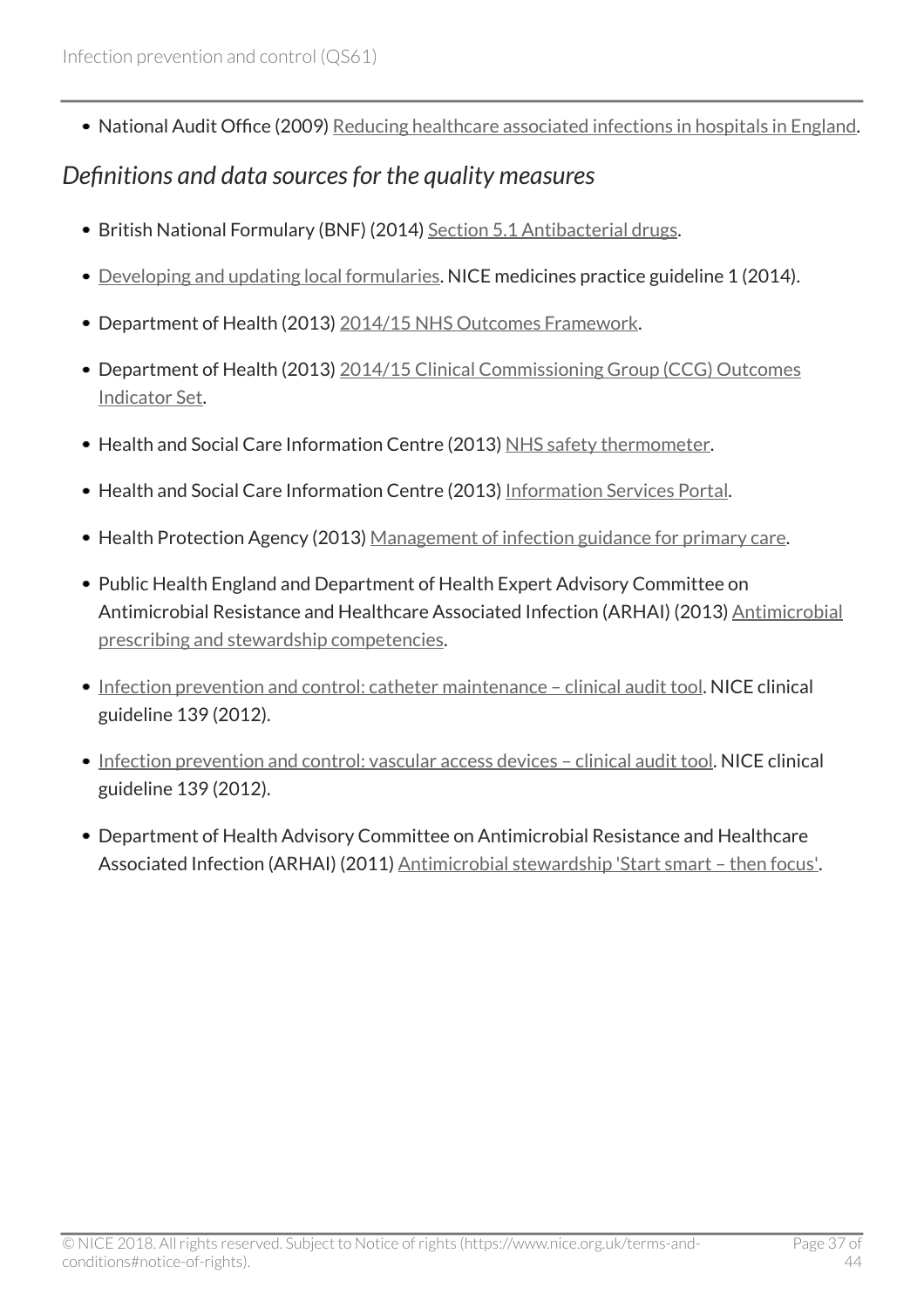- National Audit Office (2009) Reducing healthcare associated infections in hospitals in England.

*Definitions and data sources for the quality measures*

- British National Formulary (BNF) (2014) Section 5.1 Antibacterial drugs.
- Developing and updating local formularies. NICE medicines practice guideline 1 (2014).
- Department of Health (2013) 2014/15 NHS Outcomes Framework.
- Department of Health (2013) 2014/15 Clinical Commissioning Group (CCG) Outcomes Indicator Set.
- Health and Social Care Information Centre (2013) NHS safety thermometer.
- Health and Social Care Information Centre (2013) Information Services Portal.
- Health Protection Agency (2013) Management of infection guidance for primary care.
- Public Health England and Department of Health Expert Advisory Committee on Antimicrobial Resistance and Healthcare Associated Infection (ARHAI) (2013) Antimicrobial prescribing and stewardship competencies.
- Infection prevention and control: catheter maintenance – clinical audit tool. NICE clinical guideline 139 (2012).
- Infection prevention and control: vascular access devices – clinical audit tool. NICE clinical guideline 139 (2012).
- Department of Health Advisory Committee on Antimicrobial Resistance and Healthcare Associated Infection (ARHAI) (2011) Antimicrobial stewardship 'Start smart – then focus'.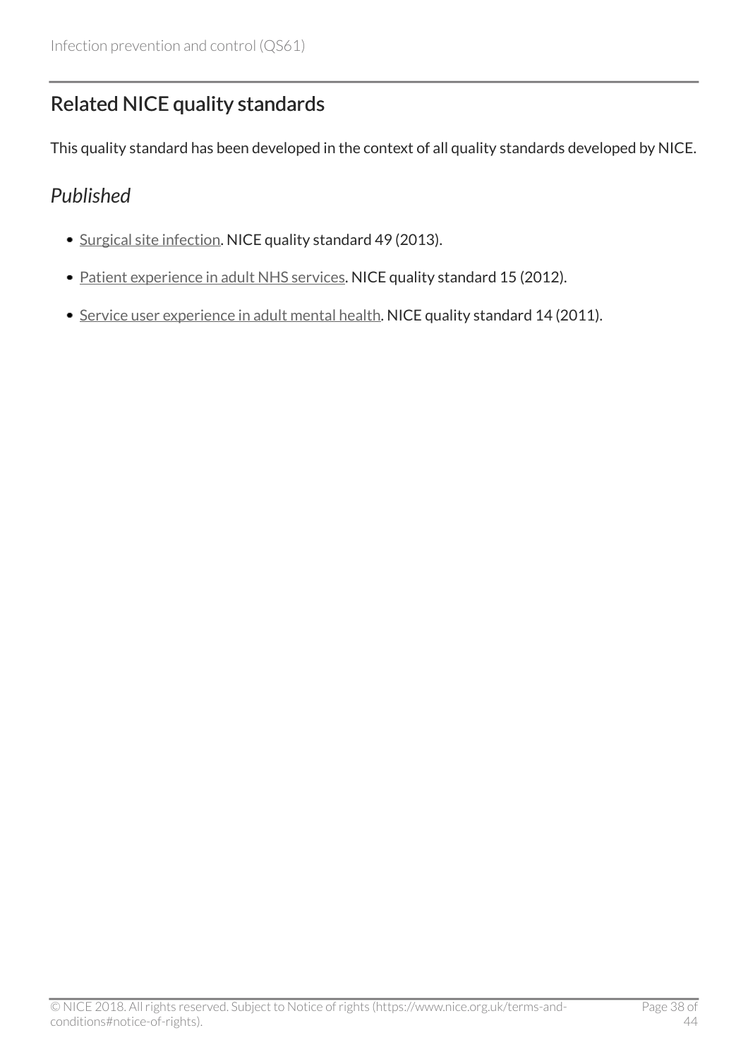## Related NICE quality standards

This quality standard has been developed in the context of all quality standards developed by NICE.

### *Published*

- Surgical site infection. NICE quality standard 49 (2013).
- Patient experience in adult NHS services. NICE quality standard 15 (2012).
- Service user experience in adult mental health. NICE quality standard 14 (2011).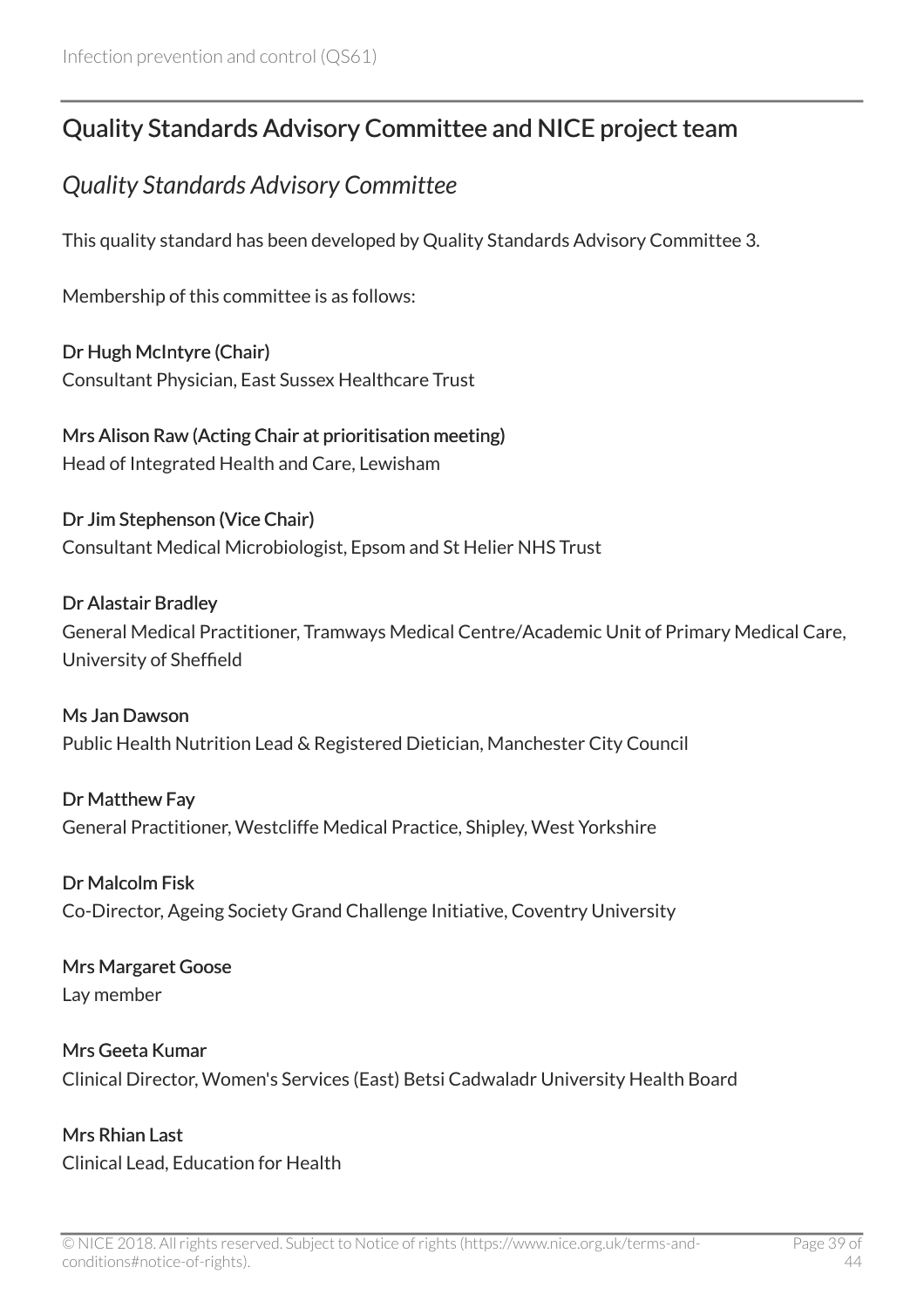## Quality Standards Advisory Committee and NICE project team

### *Quality Standards Advisory Committee*

This quality standard has been developed by Quality Standards Advisory Committee 3.

Membership of this committee is as follows:

**Dr Hugh McIntyre (Chair)**
Consultant Physician, East Sussex Healthcare Trust

**Mrs Alison Raw (Acting Chair at prioritisation meeting)**
Head of Integrated Health and Care, Lewisham

**Dr Jim Stephenson (Vice Chair)**
Consultant Medical Microbiologist, Epsom and St Helier NHS Trust

**Dr Alastair Bradley**
General Medical Practitioner, Tramways Medical Centre/Academic Unit of Primary Medical Care, University of Sheffield

**Ms Jan Dawson**
Public Health Nutrition Lead & Registered Dietician, Manchester City Council

**Dr Matthew Fay**
General Practitioner, Westcliffe Medical Practice, Shipley, West Yorkshire

**Dr Malcolm Fisk**
Co-Director, Ageing Society Grand Challenge Initiative, Coventry University

**Mrs Margaret Goose**
Lay member

**Mrs Geeta Kumar**
Clinical Director, Women's Services (East) Betsi Cadwaladr University Health Board

**Mrs Rhian Last**
Clinical Lead, Education for Health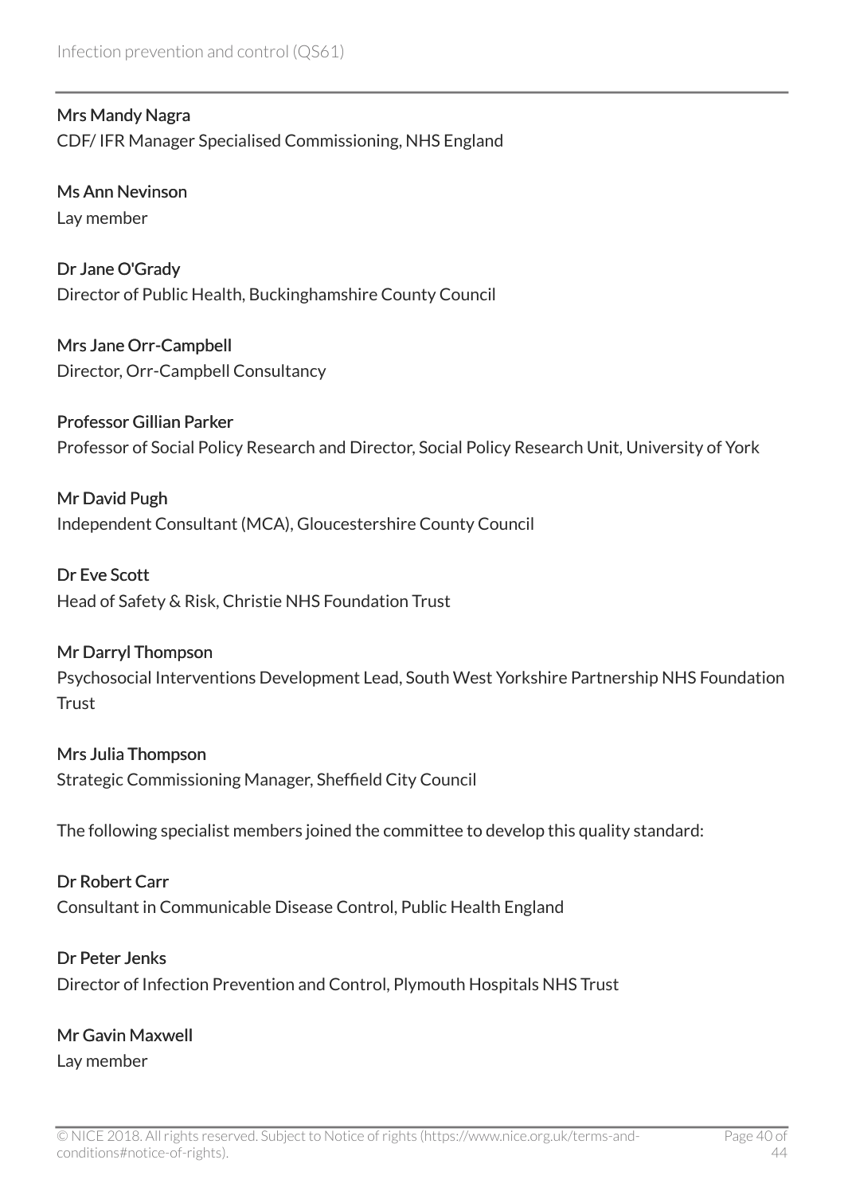**Mrs Mandy Nagra**
CDF/ IFR Manager Specialised Commissioning, NHS England

**Ms Ann Nevinson**
Lay member

**Dr Jane O'Grady**
Director of Public Health, Buckinghamshire County Council

**Mrs Jane Orr-Campbell**
Director, Orr-Campbell Consultancy

**Professor Gillian Parker**
Professor of Social Policy Research and Director, Social Policy Research Unit, University of York

**Mr David Pugh**
Independent Consultant (MCA), Gloucestershire County Council

**Dr Eve Scott**
Head of Safety & Risk, Christie NHS Foundation Trust

**Mr Darryl Thompson**
Psychosocial Interventions Development Lead, South West Yorkshire Partnership NHS Foundation Trust

**Mrs Julia Thompson**
Strategic Commissioning Manager, Sheffield City Council

The following specialist members joined the committee to develop this quality standard:

**Dr Robert Carr**
Consultant in Communicable Disease Control, Public Health England

**Dr Peter Jenks**
Director of Infection Prevention and Control, Plymouth Hospitals NHS Trust

**Mr Gavin Maxwell**
Lay member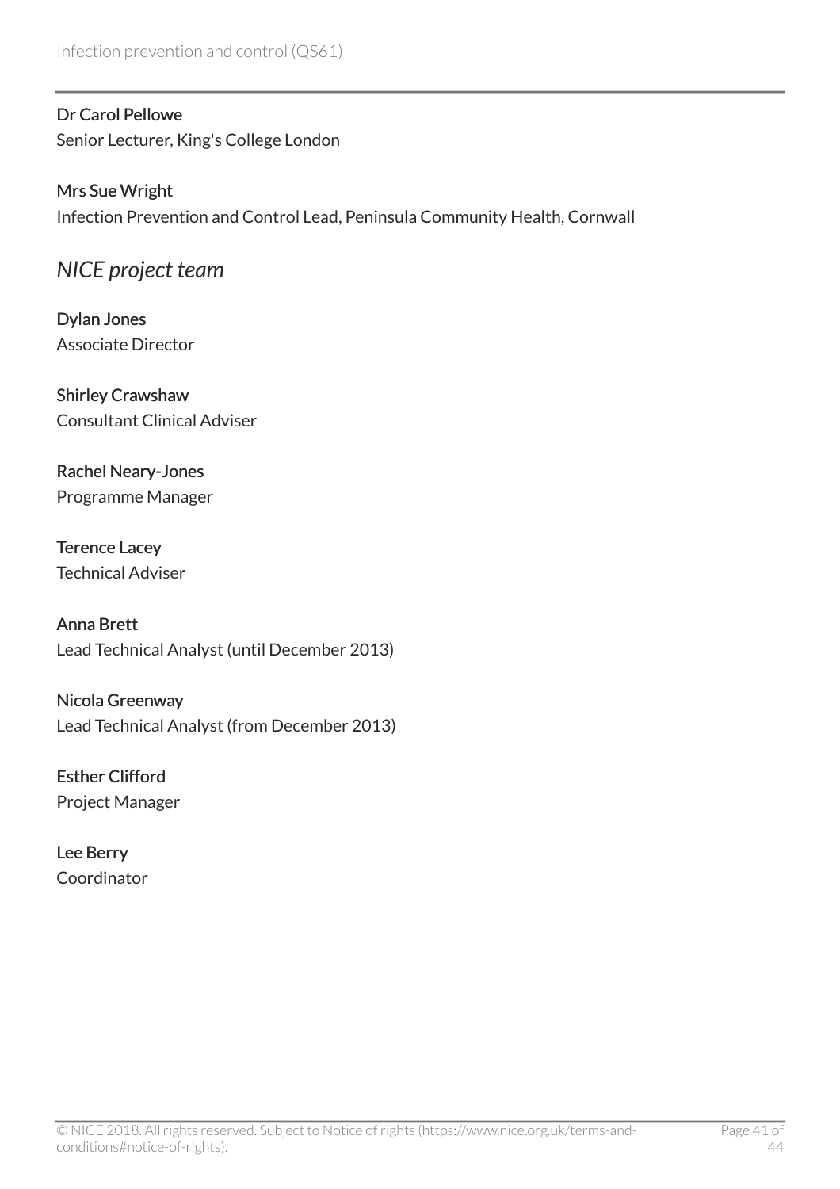**Dr Carol Pellowe**
Senior Lecturer, King's College London

**Mrs Sue Wright**
Infection Prevention and Control Lead, Peninsula Community Health, Cornwall

### *NICE project team*

**Dylan Jones**
Associate Director

**Shirley Crawshaw**
Consultant Clinical Adviser

**Rachel Neary-Jones**
Programme Manager

**Terence Lacey**
Technical Adviser

**Anna Brett**
Lead Technical Analyst (until December 2013)

**Nicola Greenway**
Lead Technical Analyst (from December 2013)

**Esther Clifford**
Project Manager

**Lee Berry**
Coordinator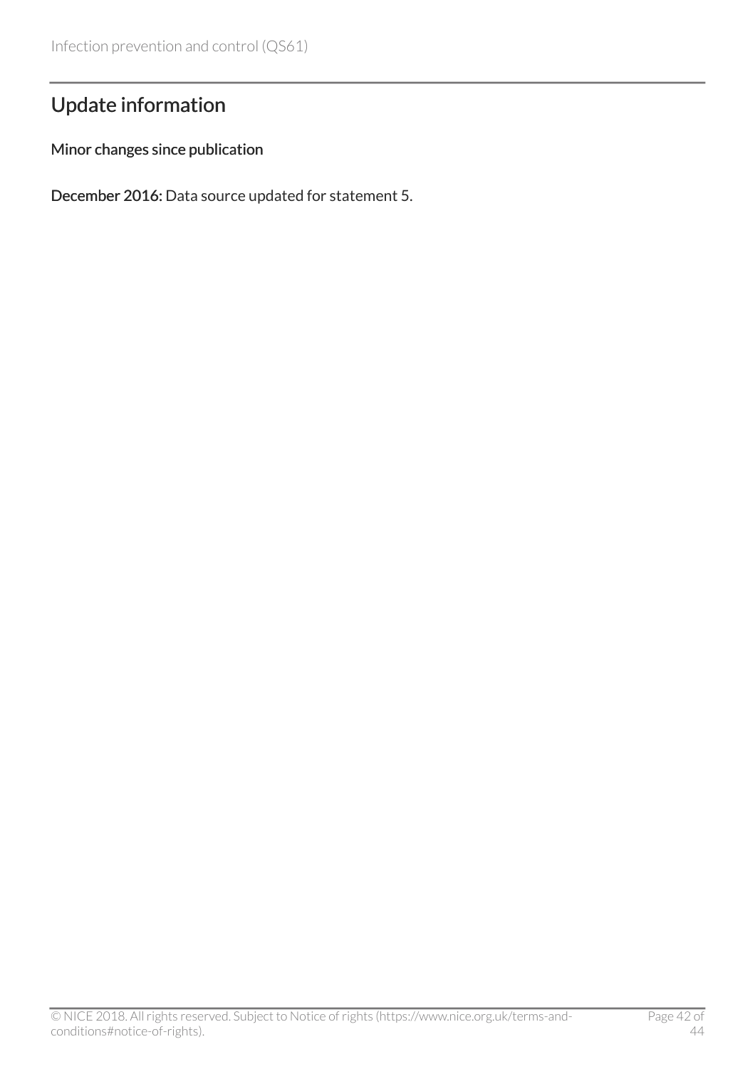## Update information

### Minor changes since publication

**December 2016:** Data source updated for statement 5.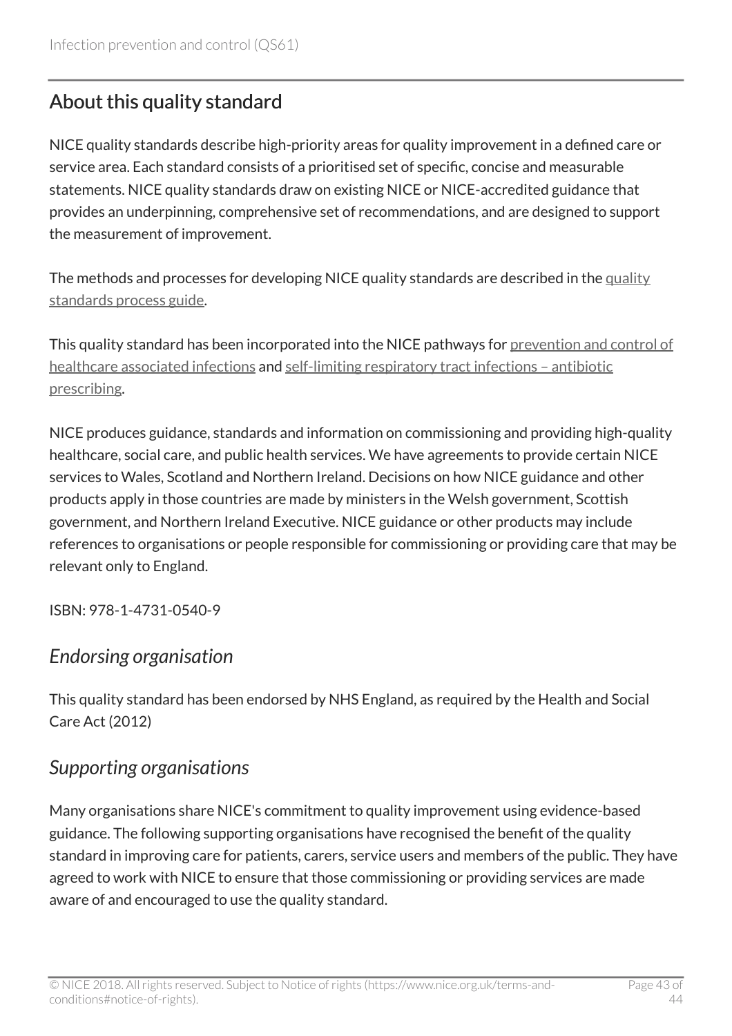## About this quality standard

NICE quality standards describe high-priority areas for quality improvement in a defined care or service area. Each standard consists of a prioritised set of specific, concise and measurable statements. NICE quality standards draw on existing NICE or NICE-accredited guidance that provides an underpinning, comprehensive set of recommendations, and are designed to support the measurement of improvement.

The methods and processes for developing NICE quality standards are described in the quality standards process guide.

This quality standard has been incorporated into the NICE pathways for prevention and control of healthcare associated infections and self-limiting respiratory tract infections – antibiotic prescribing.

NICE produces guidance, standards and information on commissioning and providing high-quality healthcare, social care, and public health services. We have agreements to provide certain NICE services to Wales, Scotland and Northern Ireland. Decisions on how NICE guidance and other products apply in those countries are made by ministers in the Welsh government, Scottish government, and Northern Ireland Executive. NICE guidance or other products may include references to organisations or people responsible for commissioning or providing care that may be relevant only to England.

ISBN: 978-1-4731-0540-9

### *Endorsing organisation*

This quality standard has been endorsed by NHS England, as required by the Health and Social Care Act (2012)

### *Supporting organisations*

Many organisations share NICE's commitment to quality improvement using evidence-based guidance. The following supporting organisations have recognised the benefit of the quality standard in improving care for patients, carers, service users and members of the public. They have agreed to work with NICE to ensure that those commissioning or providing services are made aware of and encouraged to use the quality standard.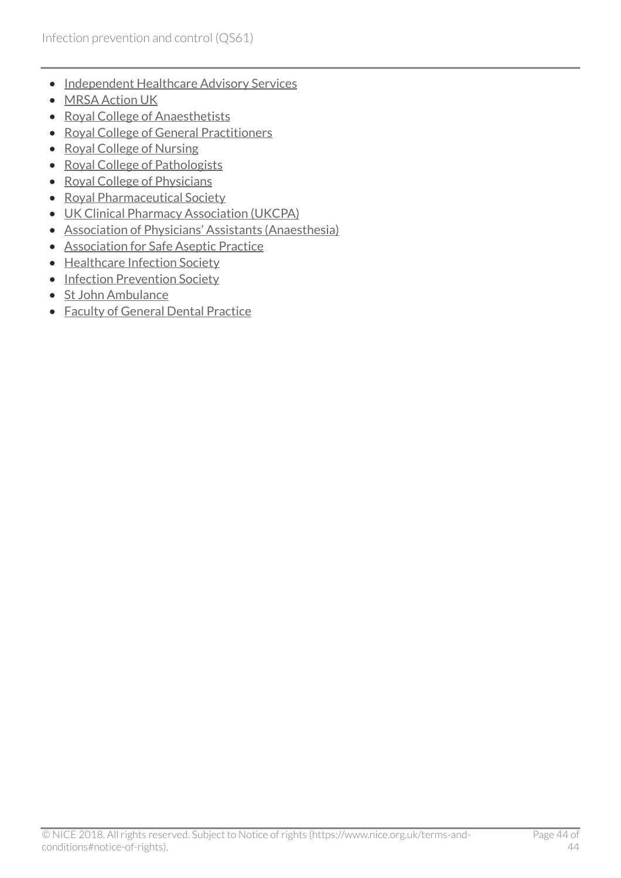- Independent Healthcare Advisory Services
- MRSA Action UK
- Royal College of Anaesthetists
- Royal College of General Practitioners
- Royal College of Nursing
- Royal College of Pathologists
- Royal College of Physicians
- Royal Pharmaceutical Society
- UK Clinical Pharmacy Association (UKCPA)
- Association of Physicians' Assistants (Anaesthesia)
- Association for Safe Aseptic Practice
- Healthcare Infection Society
- Infection Prevention Society
- St John Ambulance
- Faculty of General Dental Practice